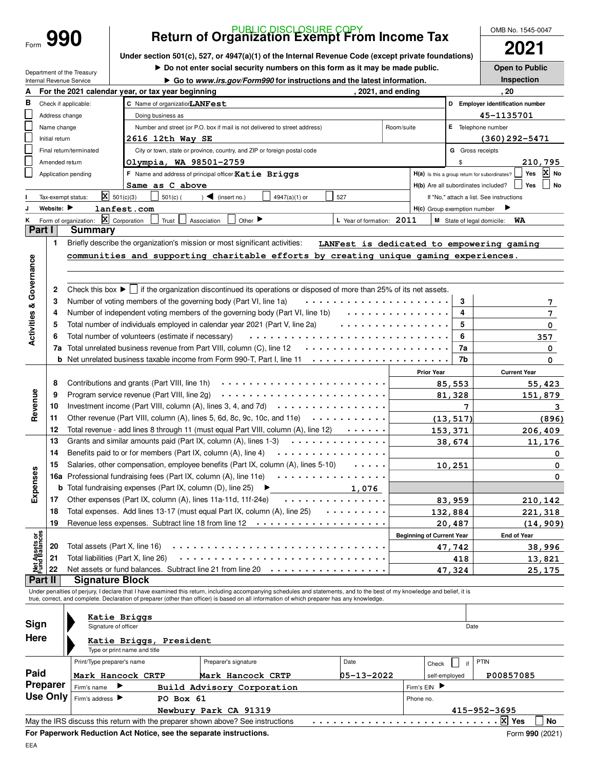PUBLIC DISCLOSURE COPY

# Form 990 — Return of Organization Exempt From Income Tax

OMB No. 1545-0047

**2021**

**Under section 501(c), 527, or 4947(a)(1) of the Internal Revenue Code (except private foundations)**

▶ **Do not enter social security numbers on this form as it may be made public.**

▶ **Go to www.irs.gov/Form990 for instructions and the latest information.**

Department of the Treasury
Internal Revenue Service

**Open to Public Inspection**

**A** For the 2021 calendar year, or tax year beginning , 2021, and ending , 20

**B** Check if applicable:
- ☐ Address change
- ☐ Name change
- ☐ Initial return
- ☐ Final return/terminated
- ☐ Amended return
- ☐ Application pending

**C** Name of organization: LANFest

Doing business as

Number and street (or P.O. box if mail is not delivered to street address): 2616 12th Way SE — Room/suite

City or town, state or province, country, and ZIP or foreign postal code: Olympia, WA 98501-2759

**D** Employer identification number: 45-1135701

**E** Telephone number: (360)292-5471

**G** Gross receipts $ 210,795

**F** Name and address of principal officer: Katie Briggs
Same as C above

**H(a)** Is this a group return for subordinates? ☐ Yes ☒ No

**H(b)** Are all subordinates included? ☐ Yes ☐ No
If "No," attach a list. See instructions

**H(c)** Group exemption number ▶

**I** Tax-exempt status: ☒ 501(c)(3) ☐ 501(c) ( ) ◀ (insert no.) ☐ 4947(a)(1) or ☐ 527

**J** Website: ▶ lanfest.com

**K** Form of organization: ☒ Corporation ☐ Trust ☐ Association ☐ Other ▶

**L** Year of formation: 2011

**M** State of legal domicile: WA

## Part I Summary

**Activities & Governance**

1 Briefly describe the organization's mission or most significant activities: LANFest is dedicated to empowering gaming communities and supporting charitable efforts by creating unique gaming experiences.

2 Check this box ▶ ☐ if the organization discontinued its operations or disposed of more than 25% of its net assets.

| | | Line | |
|---|---|---|---|
| 3 | Number of voting members of the governing body (Part VI, line 1a) | 3 | 7 |
| 4 | Number of independent voting members of the governing body (Part VI, line 1b) | 4 | 7 |
| 5 | Total number of individuals employed in calendar year 2021 (Part V, line 2a) | 5 | 0 |
| 6 | Total number of volunteers (estimate if necessary) | 6 | 357 |
| 7a | Total unrelated business revenue from Part VIII, column (C), line 12 | 7a | 0 |
| b | Net unrelated business taxable income from Form 990-T, Part I, line 11 | 7b | 0 |

| | | Prior Year | Current Year |
|---|---|---|---|
| **Revenue** | | | |
| 8 | Contributions and grants (Part VIII, line 1h) | 85,553 | 55,423 |
| 9 | Program service revenue (Part VIII, line 2g) | 81,328 | 151,879 |
| 10 | Investment income (Part VIII, column (A), lines 3, 4, and 7d) | 7 | 3 |
| 11 | Other revenue (Part VIII, column (A), lines 5, 6d, 8c, 9c, 10c, and 11e) | (13,517) | (896) |
| 12 | Total revenue - add lines 8 through 11 (must equal Part VIII, column (A), line 12) | 153,371 | 206,409 |
| **Expenses** | | | |
| 13 | Grants and similar amounts paid (Part IX, column (A), lines 1-3) | 38,674 | 11,176 |
| 14 | Benefits paid to or for members (Part IX, column (A), line 4) | | 0 |
| 15 | Salaries, other compensation, employee benefits (Part IX, column (A), lines 5-10) | 10,251 | 0 |
| 16a | Professional fundraising fees (Part IX, column (A), line 11e) | | 0 |
| b | Total fundraising expenses (Part IX, column (D), line 25) ▶ 1,076 | | |
| 17 | Other expenses (Part IX, column (A), lines 11a-11d, 11f-24e) | 83,959 | 210,142 |
| 18 | Total expenses. Add lines 13-17 (must equal Part IX, column (A), line 25) | 132,884 | 221,318 |
| 19 | Revenue less expenses. Subtract line 18 from line 12 | 20,487 | (14,909) |

| **Net Assets or Fund Balances** | | Beginning of Current Year | End of Year |
|---|---|---|---|
| 20 | Total assets (Part X, line 16) | 47,742 | 38,996 |
| 21 | Total liabilities (Part X, line 26) | 418 | 13,821 |
| 22 | Net assets or fund balances. Subtract line 21 from line 20 | 47,324 | 25,175 |

## Part II Signature Block

Under penalties of perjury, I declare that I have examined this return, including accompanying schedules and statements, and to the best of my knowledge and belief, it is true, correct, and complete. Declaration of preparer (other than officer) is based on all information of which preparer has any knowledge.

**Sign Here**

Katie Briggs — Signature of officer — Date

Katie Briggs, President — Type or print name and title

**Paid Preparer Use Only**

| Print/Type preparer's name | Preparer's signature | Date | Check ☐ if self-employed | PTIN |
|---|---|---|---|---|
| Mark Hancock CRTP | Mark Hancock CRTP | 05-13-2022 | | P00857085 |

Firm's name ▶ Build Advisory Corporation — Firm's EIN ▶

Firm's address ▶ PO Box 61, Newbury Park CA 91319 — Phone no. 415-952-3695

May the IRS discuss this return with the preparer shown above? See instructions ☒ Yes ☐ No

**For Paperwork Reduction Act Notice, see the separate instructions.**

Form **990** (2021)

EEA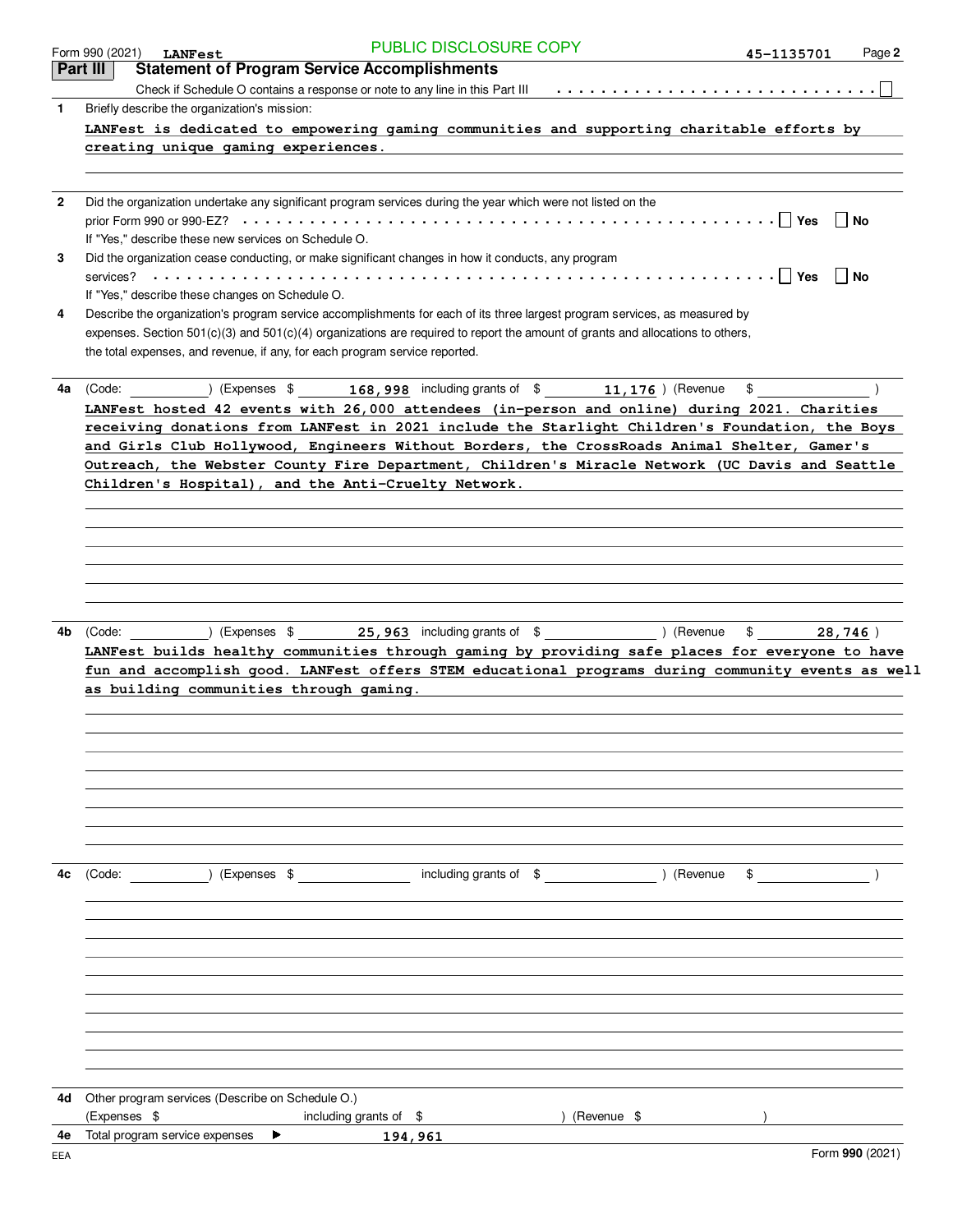PUBLIC DISCLOSURE COPY

Form 990 (2021) **LANFest** 45-1135701

## Part III Statement of Program Service Accomplishments

Check if Schedule O contains a response or note to any line in this Part III . . . . . . . . . . ☐

**1** Briefly describe the organization's mission:

LANFest is dedicated to empowering gaming communities and supporting charitable efforts by creating unique gaming experiences.

**2** Did the organization undertake any significant program services during the year which were not listed on the prior Form 990 or 990-EZ? . . . . . . ☐ Yes ☐ No

If "Yes," describe these new services on Schedule O.

**3** Did the organization cease conducting, or make significant changes in how it conducts, any program services? . . . . . . ☐ Yes ☐ No

If "Yes," describe these changes on Schedule O.

**4** Describe the organization's program service accomplishments for each of its three largest program services, as measured by expenses. Section 501(c)(3) and 501(c)(4) organizations are required to report the amount of grants and allocations to others, the total expenses, and revenue, if any, for each program service reported.

**4a** (Code: ) (Expenses $ 168,998 including grants of $ 11,176 ) (Revenue $ )

LANFest hosted 42 events with 26,000 attendees (in-person and online) during 2021. Charities receiving donations from LANFest in 2021 include the Starlight Children's Foundation, the Boys and Girls Club Hollywood, Engineers Without Borders, the CrossRoads Animal Shelter, Gamer's Outreach, the Webster County Fire Department, Children's Miracle Network (UC Davis and Seattle Children's Hospital), and the Anti-Cruelty Network.

**4b** (Code: ) (Expenses $ 25,963 including grants of $ ) (Revenue $ 28,746 )

LANFest builds healthy communities through gaming by providing safe places for everyone to have fun and accomplish good. LANFest offers STEM educational programs during community events as well as building communities through gaming.

**4c** (Code: ) (Expenses $ including grants of $ ) (Revenue $ )

**4d** Other program services (Describe on Schedule O.)

(Expenses $ including grants of $ ) (Revenue $ )

**4e** Total program service expenses ▶ 194,961

Form **990** (2021)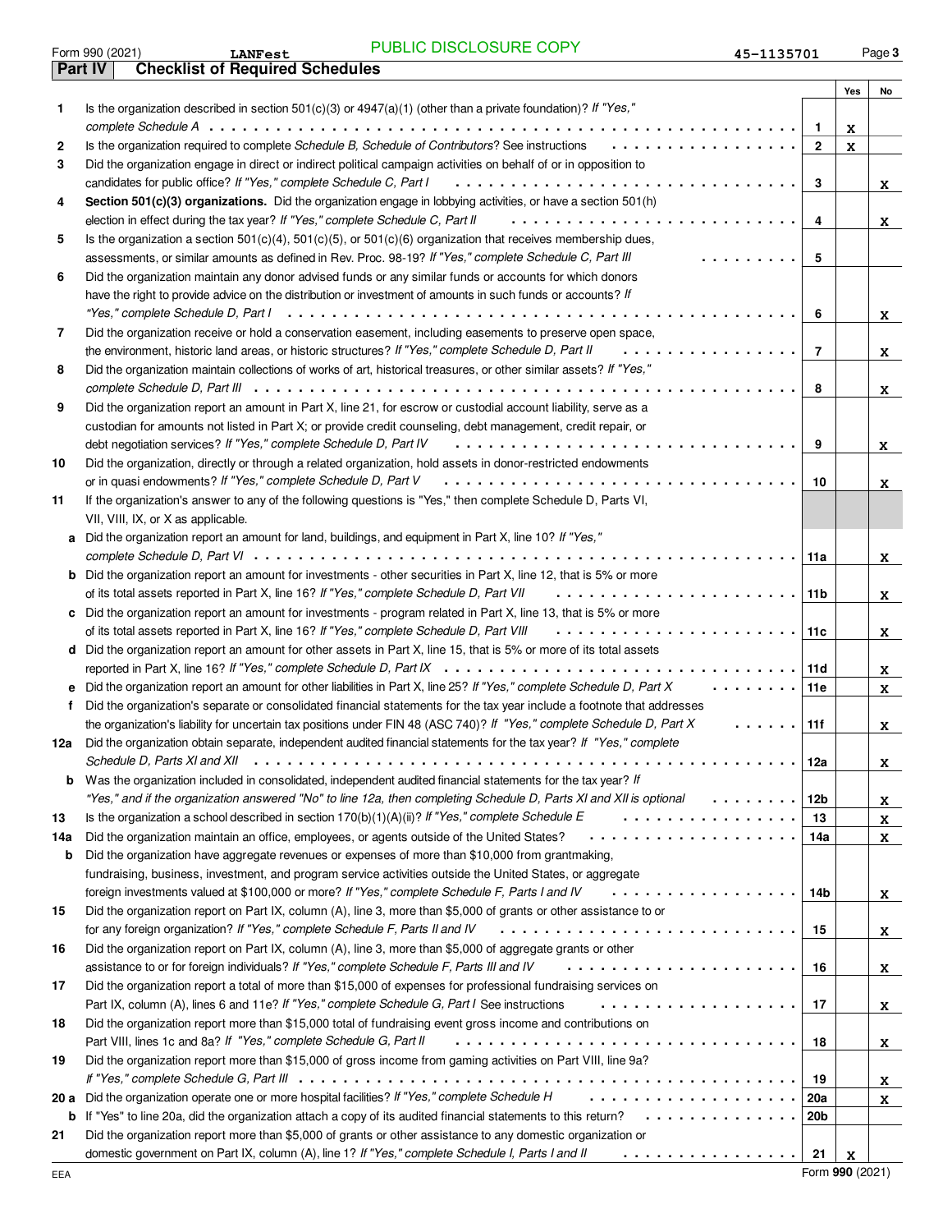Form 990 (2021) LANFest PUBLIC DISCLOSURE COPY 45-1135701 Page 3

## Part IV Checklist of Required Schedules

| | | | Yes | No |
|---|---|---|---|---|
| 1 | Is the organization described in section 501(c)(3) or 4947(a)(1) (other than a private foundation)? *If "Yes," complete Schedule A* | 1 | X | |
| 2 | Is the organization required to complete *Schedule B, Schedule of Contributors*? See instructions | 2 | X | |
| 3 | Did the organization engage in direct or indirect political campaign activities on behalf of or in opposition to candidates for public office? *If "Yes," complete Schedule C, Part I* | 3 | | X |
| 4 | **Section 501(c)(3) organizations.** Did the organization engage in lobbying activities, or have a section 501(h) election in effect during the tax year? *If "Yes," complete Schedule C, Part II* | 4 | | X |
| 5 | Is the organization a section 501(c)(4), 501(c)(5), or 501(c)(6) organization that receives membership dues, assessments, or similar amounts as defined in Rev. Proc. 98-19? *If "Yes," complete Schedule C, Part III* | 5 | | |
| 6 | Did the organization maintain any donor advised funds or any similar funds or accounts for which donors have the right to provide advice on the distribution or investment of amounts in such funds or accounts? *If "Yes," complete Schedule D, Part I* | 6 | | X |
| 7 | Did the organization receive or hold a conservation easement, including easements to preserve open space, the environment, historic land areas, or historic structures? *If "Yes," complete Schedule D, Part II* | 7 | | X |
| 8 | Did the organization maintain collections of works of art, historical treasures, or other similar assets? *If "Yes," complete Schedule D, Part III* | 8 | | X |
| 9 | Did the organization report an amount in Part X, line 21, for escrow or custodial account liability, serve as a custodian for amounts not listed in Part X; or provide credit counseling, debt management, credit repair, or debt negotiation services? *If "Yes," complete Schedule D, Part IV* | 9 | | X |
| 10 | Did the organization, directly or through a related organization, hold assets in donor-restricted endowments or in quasi endowments? *If "Yes," complete Schedule D, Part V* | 10 | | X |
| 11 | If the organization's answer to any of the following questions is "Yes," then complete Schedule D, Parts VI, VII, VIII, IX, or X as applicable. | | | |
| a | Did the organization report an amount for land, buildings, and equipment in Part X, line 10? *If "Yes," complete Schedule D, Part VI* | 11a | | X |
| b | Did the organization report an amount for investments - other securities in Part X, line 12, that is 5% or more of its total assets reported in Part X, line 16? *If "Yes," complete Schedule D, Part VII* | 11b | | X |
| c | Did the organization report an amount for investments - program related in Part X, line 13, that is 5% or more of its total assets reported in Part X, line 16? *If "Yes," complete Schedule D, Part VIII* | 11c | | X |
| d | Did the organization report an amount for other assets in Part X, line 15, that is 5% or more of its total assets reported in Part X, line 16? *If "Yes," complete Schedule D, Part IX* | 11d | | X |
| e | Did the organization report an amount for other liabilities in Part X, line 25? *If "Yes," complete Schedule D, Part X* | 11e | | X |
| f | Did the organization's separate or consolidated financial statements for the tax year include a footnote that addresses the organization's liability for uncertain tax positions under FIN 48 (ASC 740)? *If "Yes," complete Schedule D, Part X* | 11f | | X |
| 12a | Did the organization obtain separate, independent audited financial statements for the tax year? *If "Yes," complete Schedule D, Parts XI and XII* | 12a | | X |
| b | Was the organization included in consolidated, independent audited financial statements for the tax year? *If "Yes," and if the organization answered "No" to line 12a, then completing Schedule D, Parts XI and XII is optional* | 12b | | X |
| 13 | Is the organization a school described in section 170(b)(1)(A)(ii)? *If "Yes," complete Schedule E* | 13 | | X |
| 14a | Did the organization maintain an office, employees, or agents outside of the United States? | 14a | | X |
| b | Did the organization have aggregate revenues or expenses of more than $10,000 from grantmaking, fundraising, business, investment, and program service activities outside the United States, or aggregate foreign investments valued at $100,000 or more? *If "Yes," complete Schedule F, Parts I and IV* | 14b | | X |
| 15 | Did the organization report on Part IX, column (A), line 3, more than $5,000 of grants or other assistance to or for any foreign organization? *If "Yes," complete Schedule F, Parts II and IV* | 15 | | X |
| 16 | Did the organization report on Part IX, column (A), line 3, more than $5,000 of aggregate grants or other assistance to or for foreign individuals? *If "Yes," complete Schedule F, Parts III and IV* | 16 | | X |
| 17 | Did the organization report a total of more than $15,000 of expenses for professional fundraising services on Part IX, column (A), lines 6 and 11e? *If "Yes," complete Schedule G, Part I* See instructions | 17 | | X |
| 18 | Did the organization report more than $15,000 total of fundraising event gross income and contributions on Part VIII, lines 1c and 8a? *If "Yes," complete Schedule G, Part II* | 18 | | X |
| 19 | Did the organization report more than $15,000 of gross income from gaming activities on Part VIII, line 9a? *If "Yes," complete Schedule G, Part III* | 19 | | X |
| 20 a | Did the organization operate one or more hospital facilities? *If "Yes," complete Schedule H* | 20a | | X |
| b | If "Yes" to line 20a, did the organization attach a copy of its audited financial statements to this return? | 20b | | |
| 21 | Did the organization report more than $5,000 of grants or other assistance to any domestic organization or domestic government on Part IX, column (A), line 1? *If "Yes," complete Schedule I, Parts I and II* | 21 | X | |

EEA Form **990** (2021)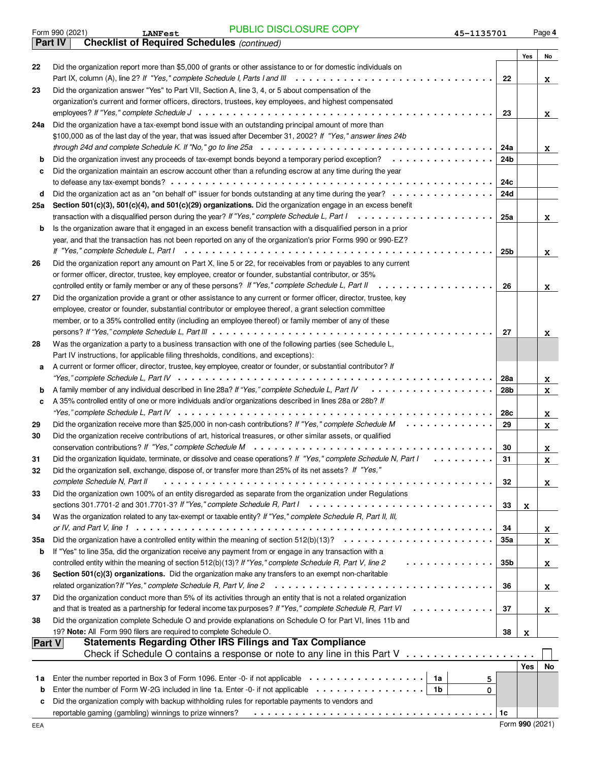Form 990 (2021) LANFest PUBLIC DISCLOSURE COPY 45-1135701

## Part IV Checklist of Required Schedules *(continued)*

| | | | Yes | No |
|---|---|---|---|---|
| 22 | Did the organization report more than $5,000 of grants or other assistance to or for domestic individuals on Part IX, column (A), line 2? *If "Yes," complete Schedule I, Parts I and III* | 22 | | X |
| 23 | Did the organization answer "Yes" to Part VII, Section A, line 3, 4, or 5 about compensation of the organization's current and former officers, directors, trustees, key employees, and highest compensated employees? *If "Yes," complete Schedule J* | 23 | | X |
| 24a | Did the organization have a tax-exempt bond issue with an outstanding principal amount of more than $100,000 as of the last day of the year, that was issued after December 31, 2002? *If "Yes," answer lines 24b through 24d and complete Schedule K. If "No," go to line 25a* | 24a | | X |
| b | Did the organization invest any proceeds of tax-exempt bonds beyond a temporary period exception? | 24b | | |
| c | Did the organization maintain an escrow account other than a refunding escrow at any time during the year to defease any tax-exempt bonds? | 24c | | |
| d | Did the organization act as an "on behalf of" issuer for bonds outstanding at any time during the year? | 24d | | |
| 25a | **Section 501(c)(3), 501(c)(4), and 501(c)(29) organizations.** Did the organization engage in an excess benefit transaction with a disqualified person during the year? *If "Yes," complete Schedule L, Part I* | 25a | | X |
| b | Is the organization aware that it engaged in an excess benefit transaction with a disqualified person in a prior year, and that the transaction has not been reported on any of the organization's prior Forms 990 or 990-EZ? *If "Yes," complete Schedule L, Part I* | 25b | | X |
| 26 | Did the organization report any amount on Part X, line 5 or 22, for receivables from or payables to any current or former officer, director, trustee, key employee, creator or founder, substantial contributor, or 35% controlled entity or family member of any of these persons? *If "Yes," complete Schedule L, Part II* | 26 | | X |
| 27 | Did the organization provide a grant or other assistance to any current or former officer, director, trustee, key employee, creator or founder, substantial contributor or employee thereof, a grant selection committee member, or to a 35% controlled entity (including an employee thereof) or family member of any of these persons? *If "Yes," complete Schedule L, Part III* | 27 | | X |
| 28 | Was the organization a party to a business transaction with one of the following parties (see Schedule L, Part IV instructions, for applicable filing thresholds, conditions, and exceptions): | | | |
| a | A current or former officer, director, trustee, key employee, creator or founder, or substantial contributor? *If "Yes," complete Schedule L, Part IV* | 28a | | X |
| b | A family member of any individual described in line 28a? *If "Yes," complete Schedule L, Part IV* | 28b | | X |
| c | A 35% controlled entity of one or more individuals and/or organizations described in lines 28a or 28b? *If "Yes," complete Schedule L, Part IV* | 28c | | X |
| 29 | Did the organization receive more than $25,000 in non-cash contributions? *If "Yes," complete Schedule M* | 29 | | X |
| 30 | Did the organization receive contributions of art, historical treasures, or other similar assets, or qualified conservation contributions? *If "Yes," complete Schedule M* | 30 | | X |
| 31 | Did the organization liquidate, terminate, or dissolve and cease operations? *If "Yes," complete Schedule N, Part I* | 31 | | X |
| 32 | Did the organization sell, exchange, dispose of, or transfer more than 25% of its net assets? *If "Yes," complete Schedule N, Part II* | 32 | | X |
| 33 | Did the organization own 100% of an entity disregarded as separate from the organization under Regulations sections 301.7701-2 and 301.7701-3? *If "Yes," complete Schedule R, Part I* | 33 | X | |
| 34 | Was the organization related to any tax-exempt or taxable entity? *If "Yes," complete Schedule R, Part II, III, or IV, and Part V, line 1* | 34 | | X |
| 35a | Did the organization have a controlled entity within the meaning of section 512(b)(13)? | 35a | | X |
| b | If "Yes" to line 35a, did the organization receive any payment from or engage in any transaction with a controlled entity within the meaning of section 512(b)(13)? *If "Yes," complete Schedule R, Part V, line 2* | 35b | | X |
| 36 | **Section 501(c)(3) organizations.** Did the organization make any transfers to an exempt non-charitable related organization? *If "Yes," complete Schedule R, Part V, line 2* | 36 | | X |
| 37 | Did the organization conduct more than 5% of its activities through an entity that is not a related organization and that is treated as a partnership for federal income tax purposes? *If "Yes," complete Schedule R, Part VI* | 37 | | X |
| 38 | Did the organization complete Schedule O and provide explanations on Schedule O for Part VI, lines 11b and 19? **Note:** All Form 990 filers are required to complete Schedule O. | 38 | X | |

## Part V Statements Regarding Other IRS Filings and Tax Compliance

Check if Schedule O contains a response or note to any line in this Part V ☐

| | | | | | Yes | No |
|---|---|---|---|---|---|---|
| 1a | Enter the number reported in Box 3 of Form 1096. Enter -0- if not applicable | 1a | 5 | | | |
| b | Enter the number of Form W-2G included in line 1a. Enter -0- if not applicable | 1b | 0 | | | |
| c | Did the organization comply with backup withholding rules for reportable payments to vendors and reportable gaming (gambling) winnings to prize winners? | | | 1c | | |

EEA Form **990** (2021)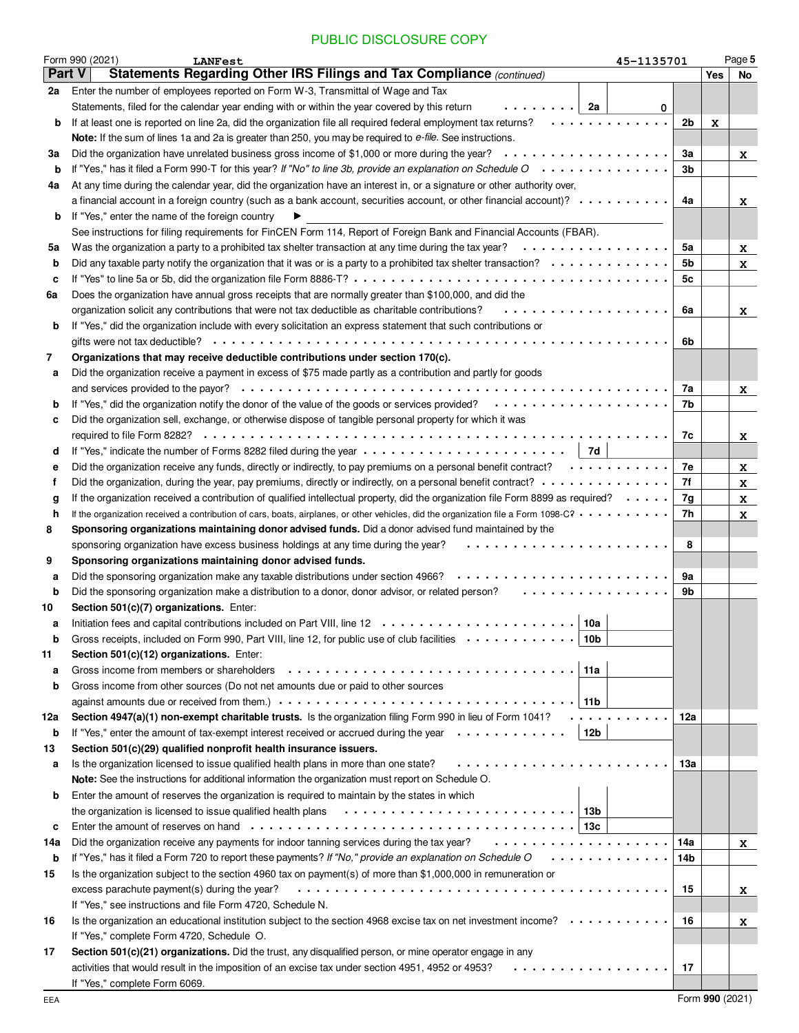PUBLIC DISCLOSURE COPY

Form 990 (2021) LANFest 45-1135701 Page 5

## Part V Statements Regarding Other IRS Filings and Tax Compliance *(continued)*

| | | | | | Yes | No |
|---|---|---|---|---|---|---|
| **2a** | Enter the number of employees reported on Form W-3, Transmittal of Wage and Tax Statements, filed for the calendar year ending with or within the year covered by this return | 2a | 0 | | | |
| **b** | If at least one is reported on line 2a, did the organization file all required federal employment tax returns? | | | 2b | X | |
| | **Note:** If the sum of lines 1a and 2a is greater than 250, you may be required to *e-file*. See instructions. | | | | | |
| **3a** | Did the organization have unrelated business gross income of $1,000 or more during the year? | | | 3a | | X |
| **b** | If "Yes," has it filed a Form 990-T for this year? *If "No" to line 3b, provide an explanation on Schedule O* | | | 3b | | |
| **4a** | At any time during the calendar year, did the organization have an interest in, or a signature or other authority over, a financial account in a foreign country (such as a bank account, securities account, or other financial account)? | | | 4a | | X |
| **b** | If "Yes," enter the name of the foreign country ▶ | | | | | |
| | See instructions for filing requirements for FinCEN Form 114, Report of Foreign Bank and Financial Accounts (FBAR). | | | | | |
| **5a** | Was the organization a party to a prohibited tax shelter transaction at any time during the tax year? | | | 5a | | X |
| **b** | Did any taxable party notify the organization that it was or is a party to a prohibited tax shelter transaction? | | | 5b | | X |
| **c** | If "Yes" to line 5a or 5b, did the organization file Form 8886-T? | | | 5c | | |
| **6a** | Does the organization have annual gross receipts that are normally greater than $100,000, and did the organization solicit any contributions that were not tax deductible as charitable contributions? | | | 6a | | X |
| **b** | If "Yes," did the organization include with every solicitation an express statement that such contributions or gifts were not tax deductible? | | | 6b | | |
| **7** | **Organizations that may receive deductible contributions under section 170(c).** | | | | | |
| **a** | Did the organization receive a payment in excess of $75 made partly as a contribution and partly for goods and services provided to the payor? | | | 7a | | X |
| **b** | If "Yes," did the organization notify the donor of the value of the goods or services provided? | | | 7b | | |
| **c** | Did the organization sell, exchange, or otherwise dispose of tangible personal property for which it was required to file Form 8282? | | | 7c | | X |
| **d** | If "Yes," indicate the number of Forms 8282 filed during the year | 7d | | | | |
| **e** | Did the organization receive any funds, directly or indirectly, to pay premiums on a personal benefit contract? | | | 7e | | X |
| **f** | Did the organization, during the year, pay premiums, directly or indirectly, on a personal benefit contract? | | | 7f | | X |
| **g** | If the organization received a contribution of qualified intellectual property, did the organization file Form 8899 as required? | | | 7g | | X |
| **h** | If the organization received a contribution of cars, boats, airplanes, or other vehicles, did the organization file a Form 1098-C? | | | 7h | | X |
| **8** | **Sponsoring organizations maintaining donor advised funds.** Did a donor advised fund maintained by the sponsoring organization have excess business holdings at any time during the year? | | | 8 | | |
| **9** | **Sponsoring organizations maintaining donor advised funds.** | | | | | |
| **a** | Did the sponsoring organization make any taxable distributions under section 4966? | | | 9a | | |
| **b** | Did the sponsoring organization make a distribution to a donor, donor advisor, or related person? | | | 9b | | |
| **10** | **Section 501(c)(7) organizations.** Enter: | | | | | |
| **a** | Initiation fees and capital contributions included on Part VIII, line 12 | 10a | | | | |
| **b** | Gross receipts, included on Form 990, Part VIII, line 12, for public use of club facilities | 10b | | | | |
| **11** | **Section 501(c)(12) organizations.** Enter: | | | | | |
| **a** | Gross income from members or shareholders | 11a | | | | |
| **b** | Gross income from other sources (Do not net amounts due or paid to other sources against amounts due or received from them.) | 11b | | | | |
| **12a** | **Section 4947(a)(1) non-exempt charitable trusts.** Is the organization filing Form 990 in lieu of Form 1041? | | | 12a | | |
| **b** | If "Yes," enter the amount of tax-exempt interest received or accrued during the year | 12b | | | | |
| **13** | **Section 501(c)(29) qualified nonprofit health insurance issuers.** | | | | | |
| **a** | Is the organization licensed to issue qualified health plans in more than one state? | | | 13a | | |
| | **Note:** See the instructions for additional information the organization must report on Schedule O. | | | | | |
| **b** | Enter the amount of reserves the organization is required to maintain by the states in which the organization is licensed to issue qualified health plans | 13b | | | | |
| **c** | Enter the amount of reserves on hand | 13c | | | | |
| **14a** | Did the organization receive any payments for indoor tanning services during the tax year? | | | 14a | | X |
| **b** | If "Yes," has it filed a Form 720 to report these payments? *If "No," provide an explanation on Schedule O* | | | 14b | | |
| **15** | Is the organization subject to the section 4960 tax on payment(s) of more than $1,000,000 in remuneration or excess parachute payment(s) during the year? | | | 15 | | X |
| | If "Yes," see instructions and file Form 4720, Schedule N. | | | | | |
| **16** | Is the organization an educational institution subject to the section 4968 excise tax on net investment income? | | | 16 | | X |
| | If "Yes," complete Form 4720, Schedule O. | | | | | |
| **17** | **Section 501(c)(21) organizations.** Did the trust, any disqualified person, or mine operator engage in any activities that would result in the imposition of an excise tax under section 4951, 4952 or 4953? | | | 17 | | |
| | If "Yes," complete Form 6069. | | | | | |

EEA Form **990** (2021)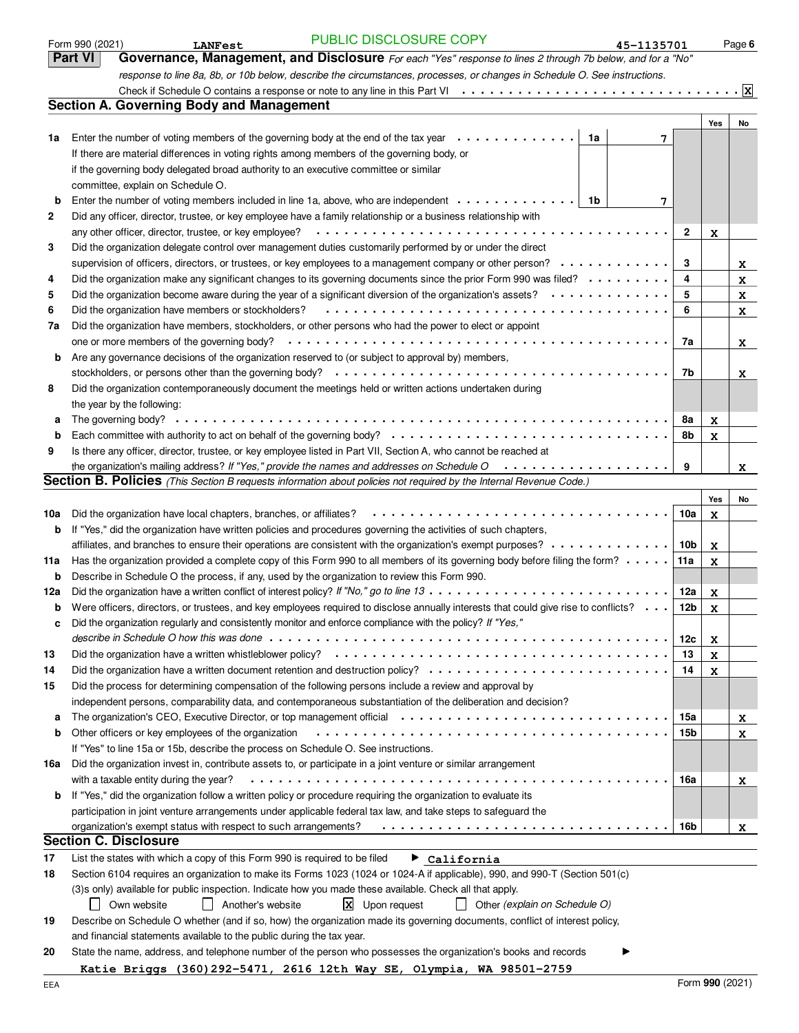Form 990 (2021) LANFest PUBLIC DISCLOSURE COPY 45-1135701

## Part VI Governance, Management, and Disclosure

*For each "Yes" response to lines 2 through 7b below, and for a "No" response to line 8a, 8b, or 10b below, describe the circumstances, processes, or changes in Schedule O. See instructions.*

Check if Schedule O contains a response or note to any line in this Part VI . . . . . [X]

### Section A. Governing Body and Management

| | | | | Yes | No |
|---|---|---|---|---|---|
| 1a | Enter the number of voting members of the governing body at the end of the tax year . . . . 1a 7<br>If there are material differences in voting rights among members of the governing body, or if the governing body delegated broad authority to an executive committee or similar committee, explain on Schedule O. | | | | |
| b | Enter the number of voting members included in line 1a, above, who are independent . . . . 1b 7 | | | | |
| 2 | Did any officer, director, trustee, or key employee have a family relationship or a business relationship with any other officer, director, trustee, or key employee? | | 2 | X | |
| 3 | Did the organization delegate control over management duties customarily performed by or under the direct supervision of officers, directors, or trustees, or key employees to a management company or other person? | | 3 | | X |
| 4 | Did the organization make any significant changes to its governing documents since the prior Form 990 was filed? | | 4 | | X |
| 5 | Did the organization become aware during the year of a significant diversion of the organization's assets? | | 5 | | X |
| 6 | Did the organization have members or stockholders? | | 6 | | X |
| 7a | Did the organization have members, stockholders, or other persons who had the power to elect or appoint one or more members of the governing body? | | 7a | | X |
| b | Are any governance decisions of the organization reserved to (or subject to approval by) members, stockholders, or persons other than the governing body? | | 7b | | X |
| 8 | Did the organization contemporaneously document the meetings held or written actions undertaken during the year by the following: | | | | |
| a | The governing body? | | 8a | X | |
| b | Each committee with authority to act on behalf of the governing body? | | 8b | X | |
| 9 | Is there any officer, director, trustee, or key employee listed in Part VII, Section A, who cannot be reached at the organization's mailing address? *If "Yes," provide the names and addresses on Schedule O* | | 9 | | X |

### Section B. Policies *(This Section B requests information about policies not required by the Internal Revenue Code.)*

| | | | Yes | No |
|---|---|---|---|---|
| 10a | Did the organization have local chapters, branches, or affiliates? | 10a | X | |
| b | If "Yes," did the organization have written policies and procedures governing the activities of such chapters, affiliates, and branches to ensure their operations are consistent with the organization's exempt purposes? | 10b | X | |
| 11a | Has the organization provided a complete copy of this Form 990 to all members of its governing body before filing the form? | 11a | X | |
| b | Describe in Schedule O the process, if any, used by the organization to review this Form 990. | | | |
| 12a | Did the organization have a written conflict of interest policy? *If "No," go to line 13* | 12a | X | |
| b | Were officers, directors, or trustees, and key employees required to disclose annually interests that could give rise to conflicts? | 12b | X | |
| c | Did the organization regularly and consistently monitor and enforce compliance with the policy? *If "Yes," describe in Schedule O how this was done* | 12c | X | |
| 13 | Did the organization have a written whistleblower policy? | 13 | X | |
| 14 | Did the organization have a written document retention and destruction policy? | 14 | X | |
| 15 | Did the process for determining compensation of the following persons include a review and approval by independent persons, comparability data, and contemporaneous substantiation of the deliberation and decision? | | | |
| a | The organization's CEO, Executive Director, or top management official | 15a | | X |
| b | Other officers or key employees of the organization<br>If "Yes" to line 15a or 15b, describe the process on Schedule O. See instructions. | 15b | | X |
| 16a | Did the organization invest in, contribute assets to, or participate in a joint venture or similar arrangement with a taxable entity during the year? | 16a | | X |
| b | If "Yes," did the organization follow a written policy or procedure requiring the organization to evaluate its participation in joint venture arrangements under applicable federal tax law, and take steps to safeguard the organization's exempt status with respect to such arrangements? | 16b | | X |

### Section C. Disclosure

17 List the states with which a copy of this Form 990 is required to be filed ▶ California

18 Section 6104 requires an organization to make its Forms 1023 (1024 or 1024-A if applicable), 990, and 990-T (Section 501(c)(3)s only) available for public inspection. Indicate how you made these available. Check all that apply.

[ ] Own website [ ] Another's website [X] Upon request [ ] Other *(explain on Schedule O)*

19 Describe on Schedule O whether (and if so, how) the organization made its governing documents, conflict of interest policy, and financial statements available to the public during the tax year.

20 State the name, address, and telephone number of the person who possesses the organization's books and records ▶

Katie Briggs (360)292-5471, 2616 12th Way SE, Olympia, WA 98501-2759

EEA Form **990** (2021)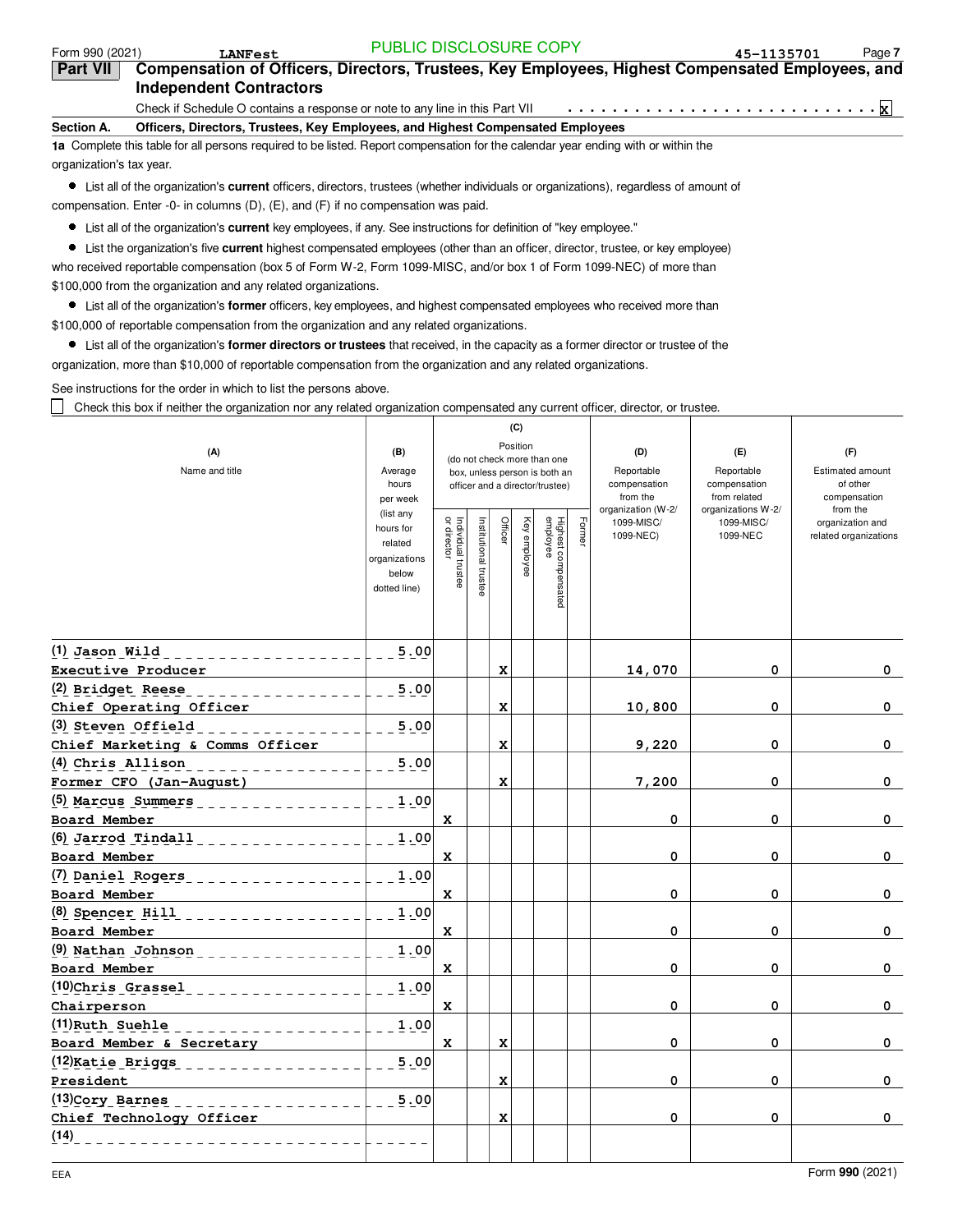PUBLIC DISCLOSURE COPY

Form 990 (2021) LANFest 45-1135701

## Part VII Compensation of Officers, Directors, Trustees, Key Employees, Highest Compensated Employees, and Independent Contractors

Check if Schedule O contains a response or note to any line in this Part VII . . . . . . . . . . . . . . . . . . . . . . . . . . . . X

**Section A. Officers, Directors, Trustees, Key Employees, and Highest Compensated Employees**

**1a** Complete this table for all persons required to be listed. Report compensation for the calendar year ending with or within the organization's tax year.

- List all of the organization's **current** officers, directors, trustees (whether individuals or organizations), regardless of amount of compensation. Enter -0- in columns (D), (E), and (F) if no compensation was paid.
- List all of the organization's **current** key employees, if any. See instructions for definition of "key employee."
- List the organization's five **current** highest compensated employees (other than an officer, director, trustee, or key employee) who received reportable compensation (box 5 of Form W-2, Form 1099-MISC, and/or box 1 of Form 1099-NEC) of more than $100,000 from the organization and any related organizations.
- List all of the organization's **former** officers, key employees, and highest compensated employees who received more than $100,000 of reportable compensation from the organization and any related organizations.
- List all of the organization's **former directors or trustees** that received, in the capacity as a former director or trustee of the organization, more than $10,000 of reportable compensation from the organization and any related organizations.

See instructions for the order in which to list the persons above.

☐ Check this box if neither the organization nor any related organization compensated any current officer, director, or trustee.

| (A) Name and title | (B) Average hours per week (list any hours for related organizations below dotted line) | (C) Position (do not check more than one box, unless person is both an officer and a director/trustee) | | | | | | (D) Reportable compensation from the organization (W-2/ 1099-MISC/ 1099-NEC) | (E) Reportable compensation from related organizations W-2/ 1099-MISC/ 1099-NEC | (F) Estimated amount of other compensation from the organization and related organizations |
|---|---|---|---|---|---|---|---|---|---|---|
| | | Individual trustee or director | Institutional trustee | Officer | Key employee | Highest compensated employee | Former | | | |
| (1) Jason Wild<br>Executive Producer | 5.00 | | | X | | | | 14,070 | 0 | 0 |
| (2) Bridget Reese<br>Chief Operating Officer | 5.00 | | | X | | | | 10,800 | 0 | 0 |
| (3) Steven Offield<br>Chief Marketing & Comms Officer | 5.00 | | | X | | | | 9,220 | 0 | 0 |
| (4) Chris Allison<br>Former CFO (Jan-August) | 5.00 | | | X | | | | 7,200 | 0 | 0 |
| (5) Marcus Summers<br>Board Member | 1.00 | X | | | | | | 0 | 0 | 0 |
| (6) Jarrod Tindall<br>Board Member | 1.00 | X | | | | | | 0 | 0 | 0 |
| (7) Daniel Rogers<br>Board Member | 1.00 | X | | | | | | 0 | 0 | 0 |
| (8) Spencer Hill<br>Board Member | 1.00 | X | | | | | | 0 | 0 | 0 |
| (9) Nathan Johnson<br>Board Member | 1.00 | X | | | | | | 0 | 0 | 0 |
| (10) Chris Grassel<br>Chairperson | 1.00 | X | | | | | | 0 | 0 | 0 |
| (11) Ruth Suehle<br>Board Member & Secretary | 1.00 | X | | X | | | | 0 | 0 | 0 |
| (12) Katie Briggs<br>President | 5.00 | | | X | | | | 0 | 0 | 0 |
| (13) Cory Barnes<br>Chief Technology Officer | 5.00 | | | X | | | | 0 | 0 | 0 |
| (14) | | | | | | | | | | |

EEA Form **990** (2021)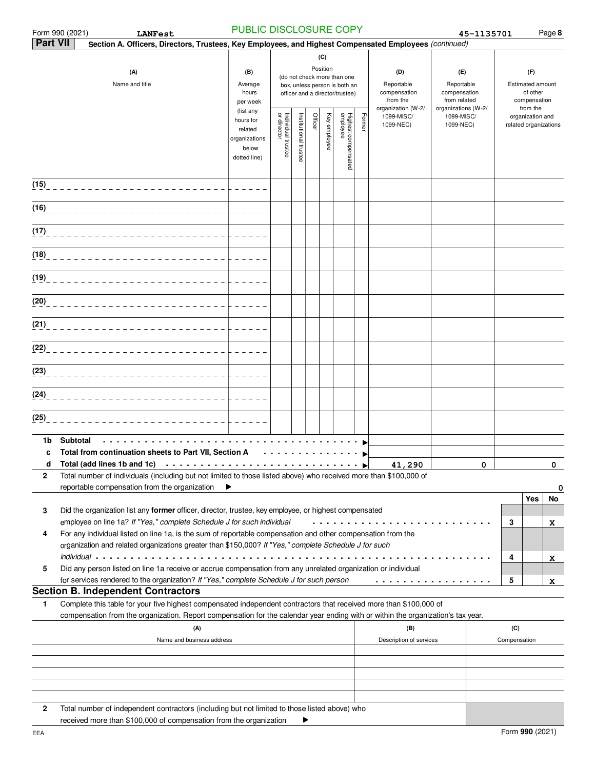Form 990 (2021) **LANFest** PUBLIC DISCLOSURE COPY **45-1135701** Page **8**

**Part VII** **Section A. Officers, Directors, Trustees, Key Employees, and Highest Compensated Employees** *(continued)*

| (A) Name and title | (B) Average hours per week (list any hours for related organizations below dotted line) | (C) Position (do not check more than one box, unless person is both an officer and a director/trustee): Individual trustee or director | Institutional trustee | Officer | Key employee | Highest compensated employee | Former | (D) Reportable compensation from the organization (W-2/ 1099-MISC/ 1099-NEC) | (E) Reportable compensation from related organizations (W-2/ 1099-MISC/ 1099-NEC) | (F) Estimated amount of other compensation from the organization and related organizations |
|---|---|---|---|---|---|---|---|---|---|---|
| (15) | | | | | | | | | | |
| (16) | | | | | | | | | | |
| (17) | | | | | | | | | | |
| (18) | | | | | | | | | | |
| (19) | | | | | | | | | | |
| (20) | | | | | | | | | | |
| (21) | | | | | | | | | | |
| (22) | | | | | | | | | | |
| (23) | | | | | | | | | | |
| (24) | | | | | | | | | | |
| (25) | | | | | | | | | | |
| **1b Subtotal** | | | | | | | | | | |
| **c Total from continuation sheets to Part VII, Section A** | | | | | | | | | | |
| **d Total (add lines 1b and 1c)** | | | | | | | | 41,290 | 0 | 0 |

**2** Total number of individuals (including but not limited to those listed above) who received more than $100,000 of reportable compensation from the organization ▶ **0**

| | | | Yes | No |
|---|---|---|---|---|
| **3** | Did the organization list any **former** officer, director, trustee, key employee, or highest compensated employee on line 1a? *If "Yes," complete Schedule J for such individual* | 3 | | X |
| **4** | For any individual listed on line 1a, is the sum of reportable compensation and other compensation from the organization and related organizations greater than $150,000? *If "Yes," complete Schedule J for such individual* | 4 | | X |
| **5** | Did any person listed on line 1a receive or accrue compensation from any unrelated organization or individual for services rendered to the organization? *If "Yes," complete Schedule J for such person* | 5 | | X |

## Section B. Independent Contractors

**1** Complete this table for your five highest compensated independent contractors that received more than $100,000 of compensation from the organization. Report compensation for the calendar year ending with or within the organization's tax year.

| (A) Name and business address | (B) Description of services | (C) Compensation |
|---|---|---|
| | | |
| | | |
| | | |
| | | |
| | | |

**2** Total number of independent contractors (including but not limited to those listed above) who received more than $100,000 of compensation from the organization ▶

EEA Form **990** (2021)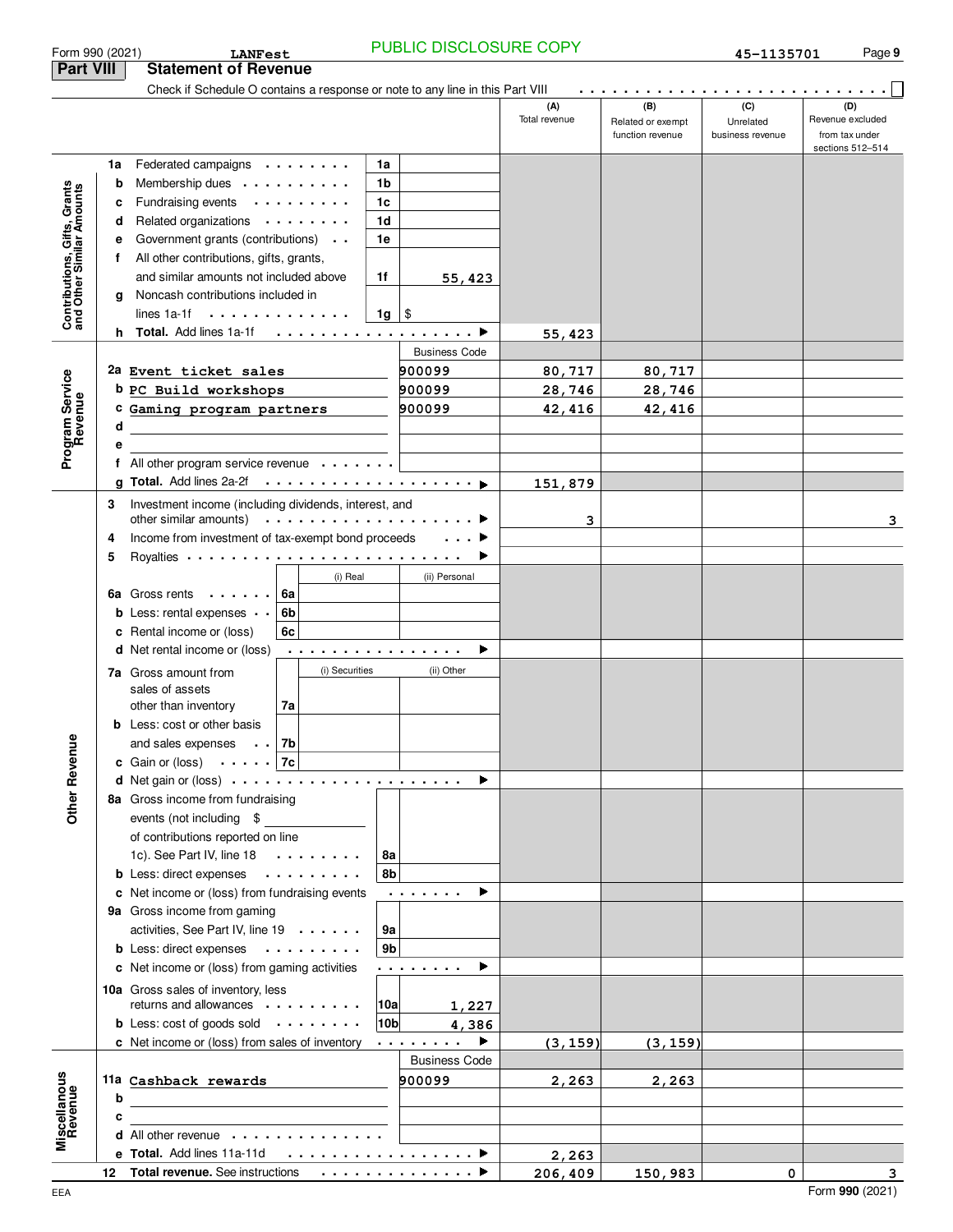Form 990 (2021) LANFest PUBLIC DISCLOSURE COPY 45-1135701

## Part VIII Statement of Revenue

Check if Schedule O contains a response or note to any line in this Part VIII . . . ☐

| | | | | (A) Total revenue | (B) Related or exempt function revenue | (C) Unrelated business revenue | (D) Revenue excluded from tax under sections 512–514 |
|---|---|---|---|---|---|---|---|
| **Contributions, Gifts, Grants and Other Similar Amounts** | 1a Federated campaigns | 1a | | | | | |
| | b Membership dues | 1b | | | | | |
| | c Fundraising events | 1c | | | | | |
| | d Related organizations | 1d | | | | | |
| | e Government grants (contributions) | 1e | | | | | |
| | f All other contributions, gifts, grants, and similar amounts not included above | 1f | 55,423 | | | | |
| | g Noncash contributions included in lines 1a-1f | 1g | $ | | | | |
| | h **Total.** Add lines 1a-1f | | | 55,423 | | | |
| **Program Service Revenue** | | | Business Code | | | | |
| | 2a Event ticket sales | | 900099 | 80,717 | 80,717 | | |
| | b PC Build workshops | | 900099 | 28,746 | 28,746 | | |
| | c Gaming program partners | | 900099 | 42,416 | 42,416 | | |
| | d | | | | | | |
| | e | | | | | | |
| | f All other program service revenue | | | | | | |
| | g **Total.** Add lines 2a-2f | | | 151,879 | | | |
| **Other Revenue** | 3 Investment income (including dividends, interest, and other similar amounts) | | | 3 | | | 3 |
| | 4 Income from investment of tax-exempt bond proceeds | | | | | | |
| | 5 Royalties | | | | | | |
| | | | (i) Real / (ii) Personal | | | | |
| | 6a Gross rents | 6a | | | | | |
| | b Less: rental expenses | 6b | | | | | |
| | c Rental income or (loss) | 6c | | | | | |
| | d Net rental income or (loss) | | | | | | |
| | | | (i) Securities / (ii) Other | | | | |
| | 7a Gross amount from sales of assets other than inventory | 7a | | | | | |
| | b Less: cost or other basis and sales expenses | 7b | | | | | |
| | c Gain or (loss) | 7c | | | | | |
| | d Net gain or (loss) | | | | | | |
| | 8a Gross income from fundraising events (not including $ of contributions reported on line 1c). See Part IV, line 18 | 8a | | | | | |
| | b Less: direct expenses | 8b | | | | | |
| | c Net income or (loss) from fundraising events | | | | | | |
| | 9a Gross income from gaming activities, See Part IV, line 19 | 9a | | | | | |
| | b Less: direct expenses | 9b | | | | | |
| | c Net income or (loss) from gaming activities | | | | | | |
| | 10a Gross sales of inventory, less returns and allowances | 10a | 1,227 | | | | |
| | b Less: cost of goods sold | 10b | 4,386 | | | | |
| | c Net income or (loss) from sales of inventory | | | (3,159) | (3,159) | | |
| **Miscellaneous Revenue** | | | Business Code | | | | |
| | 11a Cashback rewards | | 900099 | 2,263 | 2,263 | | |
| | b | | | | | | |
| | c | | | | | | |
| | d All other revenue | | | | | | |
| | e **Total.** Add lines 11a-11d | | | 2,263 | | | |
| | 12 **Total revenue.** See instructions | | | 206,409 | 150,983 | 0 | 3 |

EEA Form **990** (2021)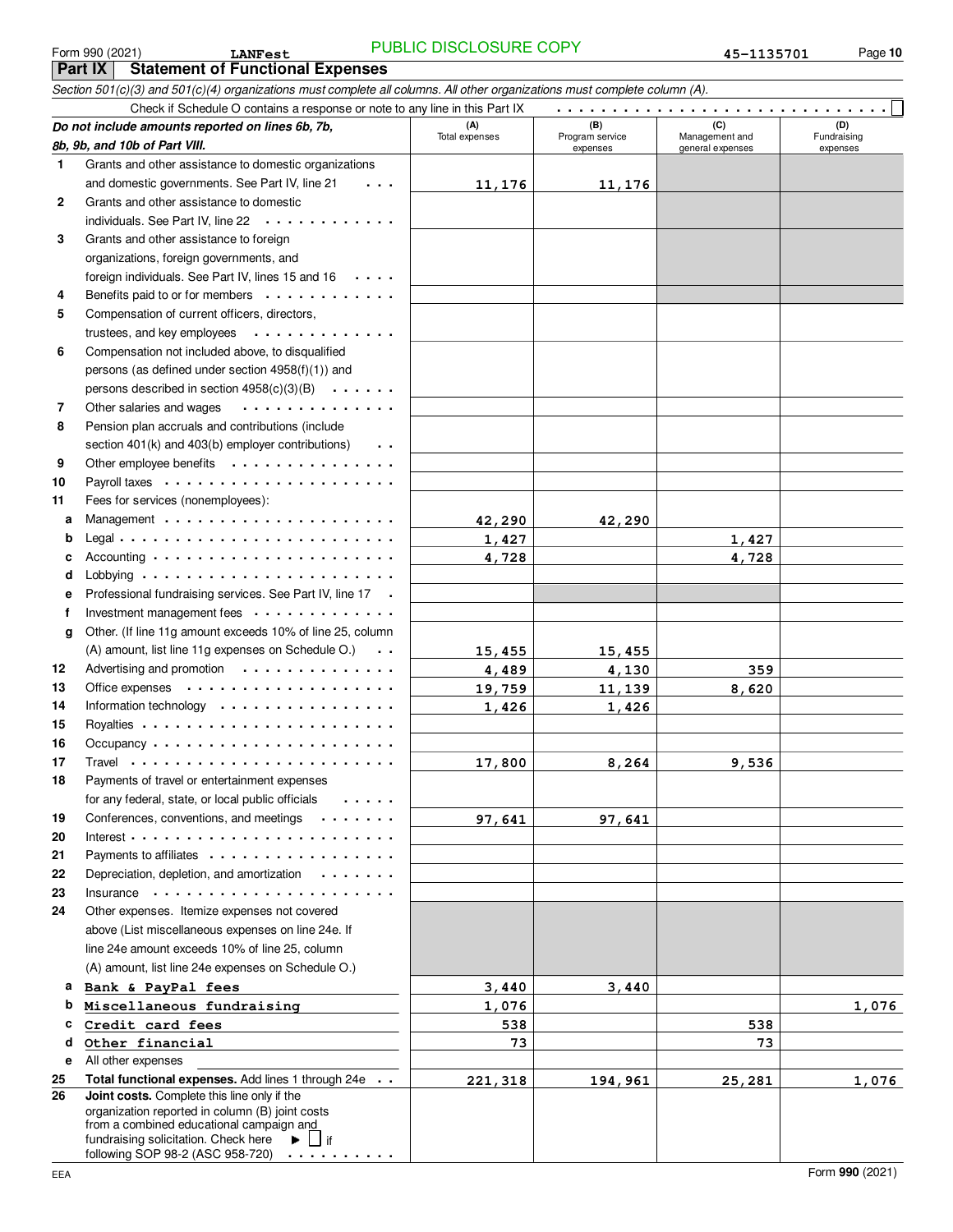Form 990 (2021) LANFest PUBLIC DISCLOSURE COPY 45-1135701

## Part IX Statement of Functional Expenses

*Section 501(c)(3) and 501(c)(4) organizations must complete all columns. All other organizations must complete column (A).*

Check if Schedule O contains a response or note to any line in this Part IX . . . ☐

| *Do not include amounts reported on lines 6b, 7b, 8b, 9b, and 10b of Part VIII.* | (A) Total expenses | (B) Program service expenses | (C) Management and general expenses | (D) Fundraising expenses |
|---|---|---|---|---|
| 1 Grants and other assistance to domestic organizations and domestic governments. See Part IV, line 21 | 11,176 | 11,176 | | |
| 2 Grants and other assistance to domestic individuals. See Part IV, line 22 | | | | |
| 3 Grants and other assistance to foreign organizations, foreign governments, and foreign individuals. See Part IV, lines 15 and 16 | | | | |
| 4 Benefits paid to or for members | | | | |
| 5 Compensation of current officers, directors, trustees, and key employees | | | | |
| 6 Compensation not included above, to disqualified persons (as defined under section 4958(f)(1)) and persons described in section 4958(c)(3)(B) | | | | |
| 7 Other salaries and wages | | | | |
| 8 Pension plan accruals and contributions (include section 401(k) and 403(b) employer contributions) | | | | |
| 9 Other employee benefits | | | | |
| 10 Payroll taxes | | | | |
| 11 Fees for services (nonemployees): | | | | |
| a Management | 42,290 | 42,290 | | |
| b Legal | 1,427 | | 1,427 | |
| c Accounting | 4,728 | | 4,728 | |
| d Lobbying | | | | |
| e Professional fundraising services. See Part IV, line 17 | | | | |
| f Investment management fees | | | | |
| g Other. (If line 11g amount exceeds 10% of line 25, column (A) amount, list line 11g expenses on Schedule O.) | 15,455 | 15,455 | | |
| 12 Advertising and promotion | 4,489 | 4,130 | 359 | |
| 13 Office expenses | 19,759 | 11,139 | 8,620 | |
| 14 Information technology | 1,426 | 1,426 | | |
| 15 Royalties | | | | |
| 16 Occupancy | | | | |
| 17 Travel | 17,800 | 8,264 | 9,536 | |
| 18 Payments of travel or entertainment expenses for any federal, state, or local public officials | | | | |
| 19 Conferences, conventions, and meetings | 97,641 | 97,641 | | |
| 20 Interest | | | | |
| 21 Payments to affiliates | | | | |
| 22 Depreciation, depletion, and amortization | | | | |
| 23 Insurance | | | | |
| 24 Other expenses. Itemize expenses not covered above (List miscellaneous expenses on line 24e. If line 24e amount exceeds 10% of line 25, column (A) amount, list line 24e expenses on Schedule O.) | | | | |
| a Bank & PayPal fees | 3,440 | 3,440 | | |
| b Miscellaneous fundraising | 1,076 | | | 1,076 |
| c Credit card fees | 538 | | 538 | |
| d Other financial | 73 | | 73 | |
| e All other expenses | | | | |
| **25 Total functional expenses.** Add lines 1 through 24e | 221,318 | 194,961 | 25,281 | 1,076 |
| **26 Joint costs.** Complete this line only if the organization reported in column (B) joint costs from a combined educational campaign and fundraising solicitation. Check here ▶ ☐ if following SOP 98-2 (ASC 958-720) | | | | |

EEA Form **990** (2021)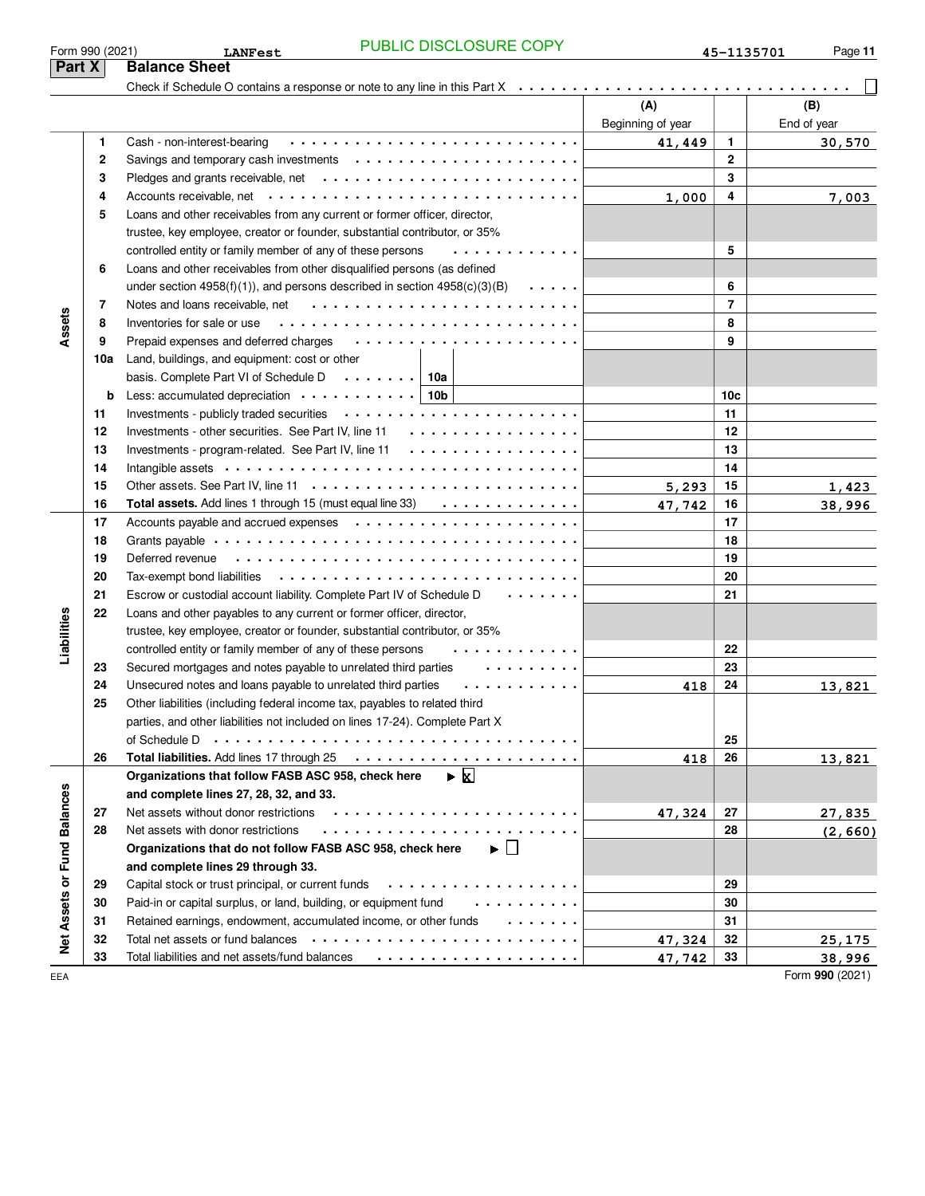Form 990 (2021) LANFest PUBLIC DISCLOSURE COPY 45-1135701

## Part X Balance Sheet

Check if Schedule O contains a response or note to any line in this Part X ☐

| Section | Line | Description | (A) Beginning of year | Line | (B) End of year |
|---|---|---|---|---|---|
| Assets | 1 | Cash - non-interest-bearing | 41,449 | 1 | 30,570 |
| | 2 | Savings and temporary cash investments | | 2 | |
| | 3 | Pledges and grants receivable, net | | 3 | |
| | 4 | Accounts receivable, net | 1,000 | 4 | 7,003 |
| | 5 | Loans and other receivables from any current or former officer, director, trustee, key employee, creator or founder, substantial contributor, or 35% controlled entity or family member of any of these persons | | 5 | |
| | 6 | Loans and other receivables from other disqualified persons (as defined under section 4958(f)(1)), and persons described in section 4958(c)(3)(B) | | 6 | |
| | 7 | Notes and loans receivable, net | | 7 | |
| | 8 | Inventories for sale or use | | 8 | |
| | 9 | Prepaid expenses and deferred charges | | 9 | |
| | 10a | Land, buildings, and equipment: cost or other basis. Complete Part VI of Schedule D 10a | | | |
| | b | Less: accumulated depreciation 10b | | 10c | |
| | 11 | Investments - publicly traded securities | | 11 | |
| | 12 | Investments - other securities. See Part IV, line 11 | | 12 | |
| | 13 | Investments - program-related. See Part IV, line 11 | | 13 | |
| | 14 | Intangible assets | | 14 | |
| | 15 | Other assets. See Part IV, line 11 | 5,293 | 15 | 1,423 |
| | 16 | **Total assets.** Add lines 1 through 15 (must equal line 33) | 47,742 | 16 | 38,996 |
| Liabilities | 17 | Accounts payable and accrued expenses | | 17 | |
| | 18 | Grants payable | | 18 | |
| | 19 | Deferred revenue | | 19 | |
| | 20 | Tax-exempt bond liabilities | | 20 | |
| | 21 | Escrow or custodial account liability. Complete Part IV of Schedule D | | 21 | |
| | 22 | Loans and other payables to any current or former officer, director, trustee, key employee, creator or founder, substantial contributor, or 35% controlled entity or family member of any of these persons | | 22 | |
| | 23 | Secured mortgages and notes payable to unrelated third parties | | 23 | |
| | 24 | Unsecured notes and loans payable to unrelated third parties | 418 | 24 | 13,821 |
| | 25 | Other liabilities (including federal income tax, payables to related third parties, and other liabilities not included on lines 17-24). Complete Part X of Schedule D | | 25 | |
| | 26 | **Total liabilities.** Add lines 17 through 25 | 418 | 26 | 13,821 |
| Net Assets or Fund Balances | | **Organizations that follow FASB ASC 958, check here** ☒ **and complete lines 27, 28, 32, and 33.** | | | |
| | 27 | Net assets without donor restrictions | 47,324 | 27 | 27,835 |
| | 28 | Net assets with donor restrictions | | 28 | (2,660) |
| | | **Organizations that do not follow FASB ASC 958, check here** ☐ **and complete lines 29 through 33.** | | | |
| | 29 | Capital stock or trust principal, or current funds | | 29 | |
| | 30 | Paid-in or capital surplus, or land, building, or equipment fund | | 30 | |
| | 31 | Retained earnings, endowment, accumulated income, or other funds | | 31 | |
| | 32 | Total net assets or fund balances | 47,324 | 32 | 25,175 |
| | 33 | Total liabilities and net assets/fund balances | 47,742 | 33 | 38,996 |

EEA Form 990 (2021)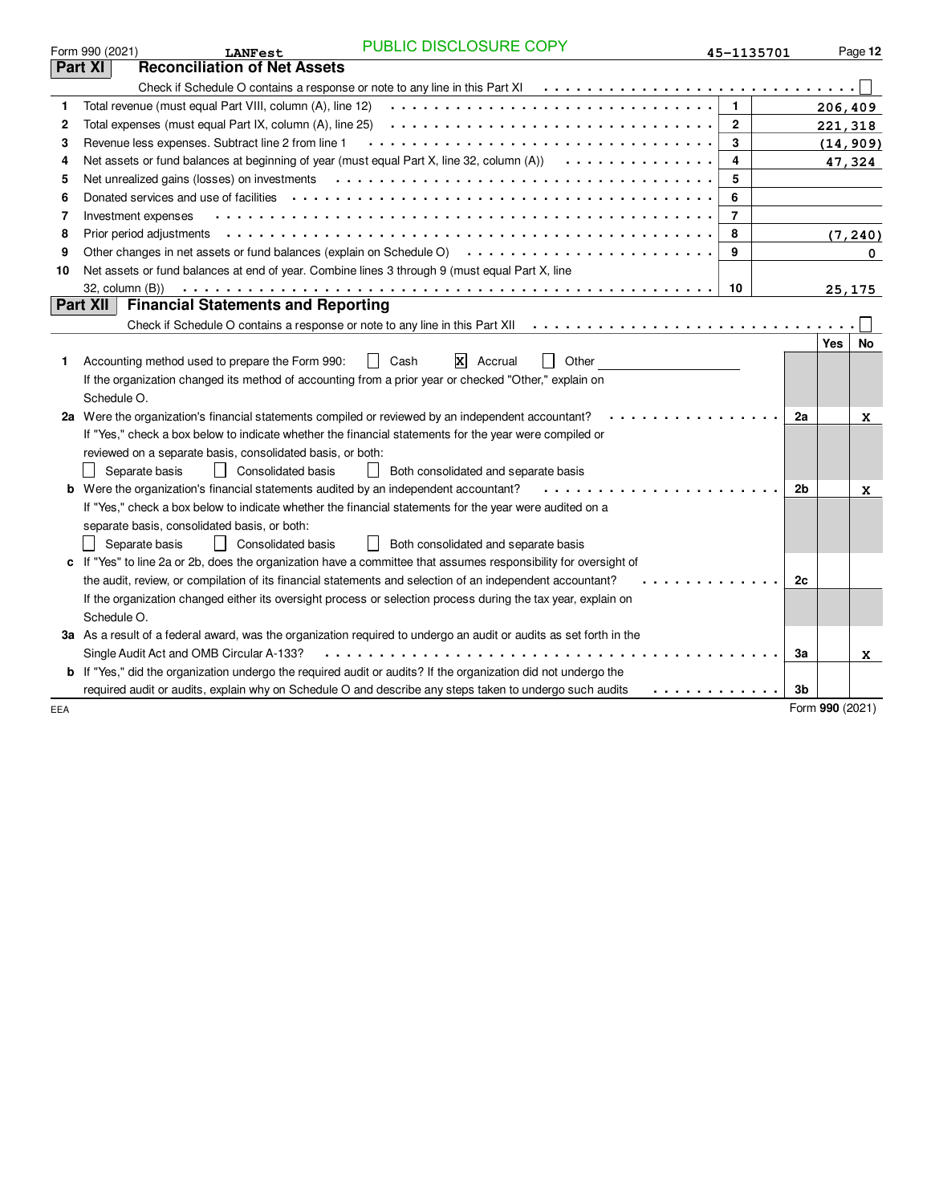Form 990 (2021) LANFest PUBLIC DISCLOSURE COPY 45-1135701

## Part XI Reconciliation of Net Assets

Check if Schedule O contains a response or note to any line in this Part XI ☐

| | | | |
|---|---|---|---|
| 1 | Total revenue (must equal Part VIII, column (A), line 12) | 1 | 206,409 |
| 2 | Total expenses (must equal Part IX, column (A), line 25) | 2 | 221,318 |
| 3 | Revenue less expenses. Subtract line 2 from line 1 | 3 | (14,909) |
| 4 | Net assets or fund balances at beginning of year (must equal Part X, line 32, column (A)) | 4 | 47,324 |
| 5 | Net unrealized gains (losses) on investments | 5 | |
| 6 | Donated services and use of facilities | 6 | |
| 7 | Investment expenses | 7 | |
| 8 | Prior period adjustments | 8 | (7,240) |
| 9 | Other changes in net assets or fund balances (explain on Schedule O) | 9 | 0 |
| 10 | Net assets or fund balances at end of year. Combine lines 3 through 9 (must equal Part X, line 32, column (B)) | 10 | 25,175 |

## Part XII Financial Statements and Reporting

Check if Schedule O contains a response or note to any line in this Part XII ☐

| | | | Yes | No |
|---|---|---|---|---|
| 1 | Accounting method used to prepare the Form 990: ☐ Cash ☒ Accrual ☐ Other ______<br>If the organization changed its method of accounting from a prior year or checked "Other," explain on Schedule O. | | | |
| 2a | Were the organization's financial statements compiled or reviewed by an independent accountant?<br>If "Yes," check a box below to indicate whether the financial statements for the year were compiled or reviewed on a separate basis, consolidated basis, or both:<br>☐ Separate basis ☐ Consolidated basis ☐ Both consolidated and separate basis | 2a | | X |
| b | Were the organization's financial statements audited by an independent accountant?<br>If "Yes," check a box below to indicate whether the financial statements for the year were audited on a separate basis, consolidated basis, or both:<br>☐ Separate basis ☐ Consolidated basis ☐ Both consolidated and separate basis | 2b | | X |
| c | If "Yes" to line 2a or 2b, does the organization have a committee that assumes responsibility for oversight of the audit, review, or compilation of its financial statements and selection of an independent accountant?<br>If the organization changed either its oversight process or selection process during the tax year, explain on Schedule O. | 2c | | |
| 3a | As a result of a federal award, was the organization required to undergo an audit or audits as set forth in the Single Audit Act and OMB Circular A-133? | 3a | | X |
| b | If "Yes," did the organization undergo the required audit or audits? If the organization did not undergo the required audit or audits, explain why on Schedule O and describe any steps taken to undergo such audits | 3b | | |

EEA Form 990 (2021)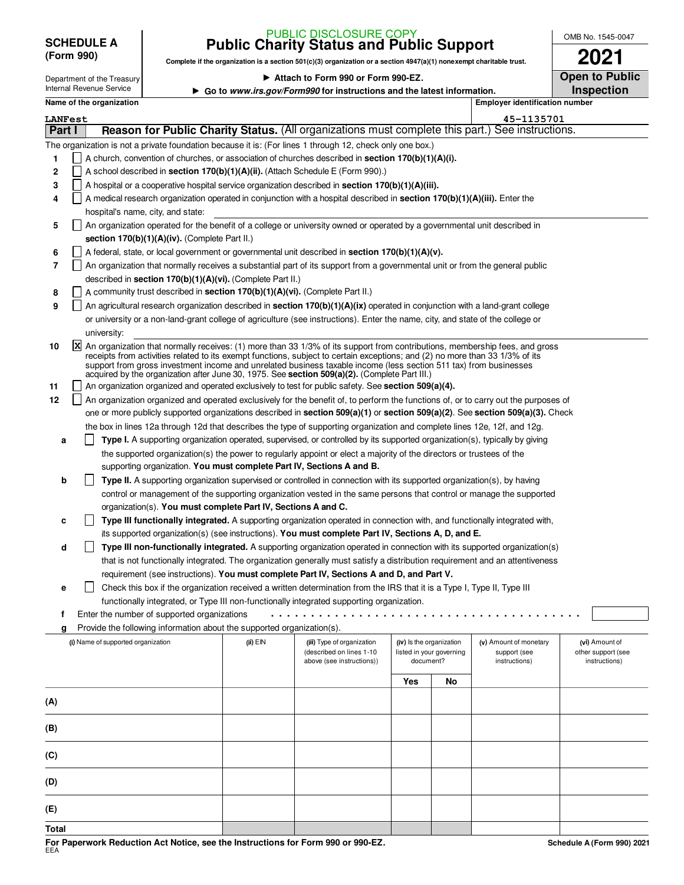PUBLIC DISCLOSURE COPY

**SCHEDULE A (Form 990)**

Department of the Treasury
Internal Revenue Service

# Public Charity Status and Public Support

**Complete if the organization is a section 501(c)(3) organization or a section 4947(a)(1) nonexempt charitable trust.**

▶ **Attach to Form 990 or Form 990-EZ.**

▶ **Go to *www.irs.gov/Form990* for instructions and the latest information.**

OMB No. 1545-0047

**2021**

**Open to Public Inspection**

**Name of the organization**
LANFest

**Employer identification number**
45-1135701

## Part I Reason for Public Charity Status. (All organizations must complete this part.) See instructions.

The organization is not a private foundation because it is: (For lines 1 through 12, check only one box.)

1. ☐ A church, convention of churches, or association of churches described in **section 170(b)(1)(A)(i).**
2. ☐ A school described in **section 170(b)(1)(A)(ii).** (Attach Schedule E (Form 990).)
3. ☐ A hospital or a cooperative hospital service organization described in **section 170(b)(1)(A)(iii).**
4. ☐ A medical research organization operated in conjunction with a hospital described in **section 170(b)(1)(A)(iii).** Enter the hospital's name, city, and state:
5. ☐ An organization operated for the benefit of a college or university owned or operated by a governmental unit described in **section 170(b)(1)(A)(iv).** (Complete Part II.)
6. ☐ A federal, state, or local government or governmental unit described in **section 170(b)(1)(A)(v).**
7. ☐ An organization that normally receives a substantial part of its support from a governmental unit or from the general public described in **section 170(b)(1)(A)(vi).** (Complete Part II.)
8. ☐ A community trust described in **section 170(b)(1)(A)(vi).** (Complete Part II.)
9. ☐ An agricultural research organization described in **section 170(b)(1)(A)(ix)** operated in conjunction with a land-grant college or university or a non-land-grant college of agriculture (see instructions). Enter the name, city, and state of the college or university:
10. ☒ An organization that normally receives: (1) more than 33 1/3% of its support from contributions, membership fees, and gross receipts from activities related to its exempt functions, subject to certain exceptions; and (2) no more than 33 1/3% of its support from gross investment income and unrelated business taxable income (less section 511 tax) from businesses acquired by the organization after June 30, 1975. See **section 509(a)(2).** (Complete Part III.)
11. ☐ An organization organized and operated exclusively to test for public safety. See **section 509(a)(4).**
12. ☐ An organization organized and operated exclusively for the benefit of, or to carry out the purposes of one or more publicly supported organizations described in **section 509(a)(1)** or **section 509(a)(2)**. See **section 509(a)(3).** Check the box in lines 12a through 12d that describes the type of supporting organization and complete lines 12e, 12f, and 12g.
   - **a** ☐ **Type I.** A supporting organization operated, supervised, or controlled by its supported organization(s), typically by giving the supported organization(s) the power to regularly appoint or elect a majority of the directors or trustees of the supporting organization. **You must complete Part IV, Sections A and B.**
   - **b** ☐ **Type II.** A supporting organization supervised or controlled in connection with its supported organization(s), by having control or management of the supporting organization vested in the same persons that control or manage the supported organization(s). **You must complete Part IV, Sections A and C.**
   - **c** ☐ **Type III functionally integrated.** A supporting organization operated in connection with, and functionally integrated with, its supported organization(s) (see instructions). **You must complete Part IV, Sections A, D, and E.**
   - **d** ☐ **Type III non-functionally integrated.** A supporting organization operated in connection with its supported organization(s) that is not functionally integrated. The organization generally must satisfy a distribution requirement and an attentiveness requirement (see instructions). **You must complete Part IV, Sections A and D, and Part V.**
   - **e** ☐ Check this box if the organization received a written determination from the IRS that it is a Type I, Type II, Type III functionally integrated, or Type III non-functionally integrated supporting organization.
   - **f** Enter the number of supported organizations
   - **g** Provide the following information about the supported organization(s).

| (i) Name of supported organization | (ii) EIN | (iii) Type of organization (described on lines 1-10 above (see instructions)) | (iv) Is the organization listed in your governing document? | | (v) Amount of monetary support (see instructions) | (vi) Amount of other support (see instructions) |
|---|---|---|---|---|---|---|
| | | | Yes | No | | |
| (A) | | | | | | |
| (B) | | | | | | |
| (C) | | | | | | |
| (D) | | | | | | |
| (E) | | | | | | |
| Total | | | | | | |

**For Paperwork Reduction Act Notice, see the Instructions for Form 990 or 990-EZ.**
EEA

**Schedule A (Form 990) 2021**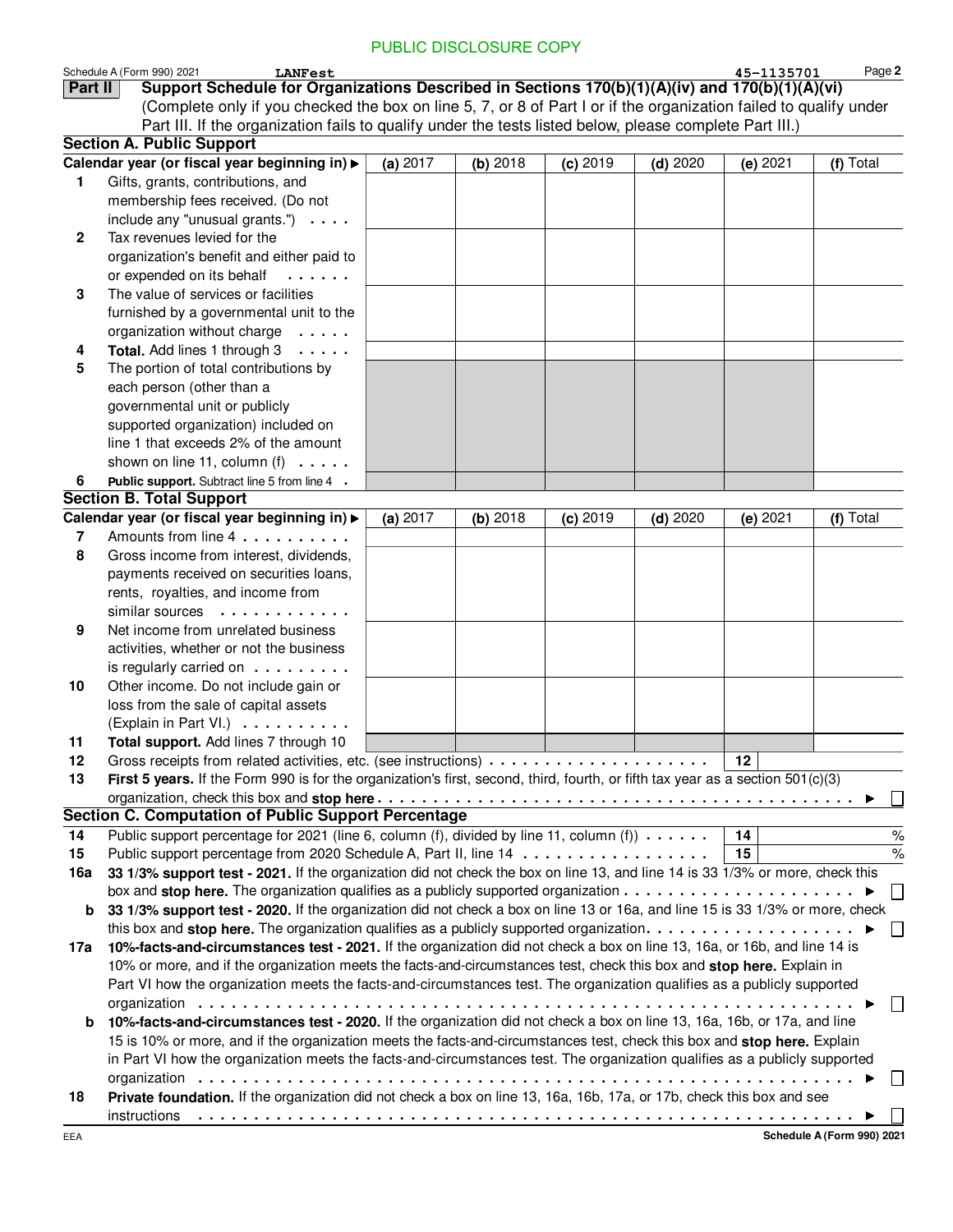PUBLIC DISCLOSURE COPY

Schedule A (Form 990) 2021 LANFest 45-1135701 Page 2

## Part II Support Schedule for Organizations Described in Sections 170(b)(1)(A)(iv) and 170(b)(1)(A)(vi)

(Complete only if you checked the box on line 5, 7, or 8 of Part I or if the organization failed to qualify under Part III. If the organization fails to qualify under the tests listed below, please complete Part III.)

### Section A. Public Support

| | Calendar year (or fiscal year beginning in) ▶ | (a) 2017 | (b) 2018 | (c) 2019 | (d) 2020 | (e) 2021 | (f) Total |
|---|---|---|---|---|---|---|---|
| 1 | Gifts, grants, contributions, and membership fees received. (Do not include any "unusual grants.") | | | | | | |
| 2 | Tax revenues levied for the organization's benefit and either paid to or expended on its behalf | | | | | | |
| 3 | The value of services or facilities furnished by a governmental unit to the organization without charge | | | | | | |
| 4 | **Total.** Add lines 1 through 3 | | | | | | |
| 5 | The portion of total contributions by each person (other than a governmental unit or publicly supported organization) included on line 1 that exceeds 2% of the amount shown on line 11, column (f) | | | | | | |
| 6 | **Public support.** Subtract line 5 from line 4 | | | | | | |

### Section B. Total Support

| | Calendar year (or fiscal year beginning in) ▶ | (a) 2017 | (b) 2018 | (c) 2019 | (d) 2020 | (e) 2021 | (f) Total |
|---|---|---|---|---|---|---|---|
| 7 | Amounts from line 4 | | | | | | |
| 8 | Gross income from interest, dividends, payments received on securities loans, rents, royalties, and income from similar sources | | | | | | |
| 9 | Net income from unrelated business activities, whether or not the business is regularly carried on | | | | | | |
| 10 | Other income. Do not include gain or loss from the sale of capital assets (Explain in Part VI.) | | | | | | |
| 11 | **Total support.** Add lines 7 through 10 | | | | | | |

12 Gross receipts from related activities, etc. (see instructions) | 12 |

13 **First 5 years.** If the Form 990 is for the organization's first, second, third, fourth, or fifth tax year as a section 501(c)(3) organization, check this box and **stop here** ▶ ☐

### Section C. Computation of Public Support Percentage

14 Public support percentage for 2021 (line 6, column (f), divided by line 11, column (f)) | 14 | %

15 Public support percentage from 2020 Schedule A, Part II, line 14 | 15 | %

16a **33 1/3% support test - 2021.** If the organization did not check the box on line 13, and line 14 is 33 1/3% or more, check this box and **stop here.** The organization qualifies as a publicly supported organization ▶ ☐

b **33 1/3% support test - 2020.** If the organization did not check a box on line 13 or 16a, and line 15 is 33 1/3% or more, check this box and **stop here.** The organization qualifies as a publicly supported organization ▶ ☐

17a **10%-facts-and-circumstances test - 2021.** If the organization did not check a box on line 13, 16a, or 16b, and line 14 is 10% or more, and if the organization meets the facts-and-circumstances test, check this box and **stop here.** Explain in Part VI how the organization meets the facts-and-circumstances test. The organization qualifies as a publicly supported organization ▶ ☐

b **10%-facts-and-circumstances test - 2020.** If the organization did not check a box on line 13, 16a, 16b, or 17a, and line 15 is 10% or more, and if the organization meets the facts-and-circumstances test, check this box and **stop here.** Explain in Part VI how the organization meets the facts-and-circumstances test. The organization qualifies as a publicly supported organization ▶ ☐

18 **Private foundation.** If the organization did not check a box on line 13, 16a, 16b, 17a, or 17b, check this box and see instructions ▶ ☐

EEA **Schedule A (Form 990) 2021**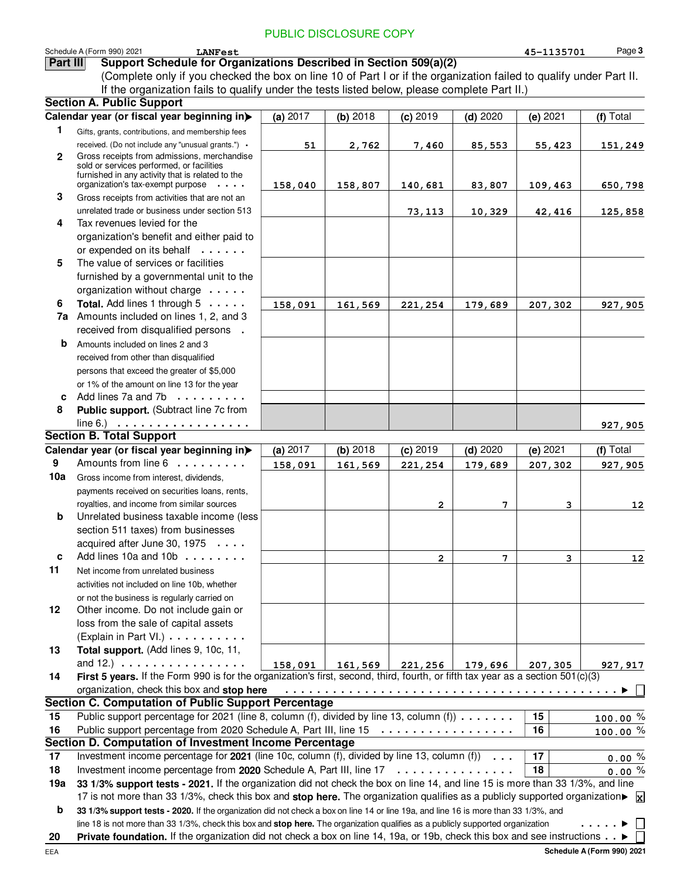PUBLIC DISCLOSURE COPY

Schedule A (Form 990) 2021 LANFest 45-1135701 Page 3

## Part III Support Schedule for Organizations Described in Section 509(a)(2)

(Complete only if you checked the box on line 10 of Part I or if the organization failed to qualify under Part II. If the organization fails to qualify under the tests listed below, please complete Part II.)

### Section A. Public Support

| Calendar year (or fiscal year beginning in) | (a) 2017 | (b) 2018 | (c) 2019 | (d) 2020 | (e) 2021 | (f) Total |
|---|---|---|---|---|---|---|
| 1 Gifts, grants, contributions, and membership fees received. (Do not include any "unusual grants.") | 51 | 2,762 | 7,460 | 85,553 | 55,423 | 151,249 |
| 2 Gross receipts from admissions, merchandise sold or services performed, or facilities furnished in any activity that is related to the organization's tax-exempt purpose | 158,040 | 158,807 | 140,681 | 83,807 | 109,463 | 650,798 |
| 3 Gross receipts from activities that are not an unrelated trade or business under section 513 | | | 73,113 | 10,329 | 42,416 | 125,858 |
| 4 Tax revenues levied for the organization's benefit and either paid to or expended on its behalf | | | | | | |
| 5 The value of services or facilities furnished by a governmental unit to the organization without charge | | | | | | |
| 6 **Total.** Add lines 1 through 5 | 158,091 | 161,569 | 221,254 | 179,689 | 207,302 | 927,905 |
| 7a Amounts included on lines 1, 2, and 3 received from disqualified persons | | | | | | |
| b Amounts included on lines 2 and 3 received from other than disqualified persons that exceed the greater of $5,000 or 1% of the amount on line 13 for the year | | | | | | |
| c Add lines 7a and 7b | | | | | | |
| 8 **Public support.** (Subtract line 7c from line 6.) | | | | | | 927,905 |

### Section B. Total Support

| Calendar year (or fiscal year beginning in) | (a) 2017 | (b) 2018 | (c) 2019 | (d) 2020 | (e) 2021 | (f) Total |
|---|---|---|---|---|---|---|
| 9 Amounts from line 6 | 158,091 | 161,569 | 221,254 | 179,689 | 207,302 | 927,905 |
| 10a Gross income from interest, dividends, payments received on securities loans, rents, royalties, and income from similar sources | | | 2 | 7 | 3 | 12 |
| b Unrelated business taxable income (less section 511 taxes) from businesses acquired after June 30, 1975 | | | | | | |
| c Add lines 10a and 10b | | | 2 | 7 | 3 | 12 |
| 11 Net income from unrelated business activities not included on line 10b, whether or not the business is regularly carried on | | | | | | |
| 12 Other income. Do not include gain or loss from the sale of capital assets (Explain in Part VI.) | | | | | | |
| 13 **Total support.** (Add lines 9, 10c, 11, and 12.) | 158,091 | 161,569 | 221,256 | 179,696 | 207,305 | 927,917 |

14 **First 5 years.** If the Form 990 is for the organization's first, second, third, fourth, or fifth tax year as a section 501(c)(3) organization, check this box and **stop here** ☐

### Section C. Computation of Public Support Percentage

| | | | |
|---|---|---|---|
| 15 | Public support percentage for 2021 (line 8, column (f), divided by line 13, column (f)) | 15 | 100.00 % |
| 16 | Public support percentage from 2020 Schedule A, Part III, line 15 | 16 | 100.00 % |

### Section D. Computation of Investment Income Percentage

| | | | |
|---|---|---|---|
| 17 | Investment income percentage for **2021** (line 10c, column (f), divided by line 13, column (f)) | 17 | 0.00 % |
| 18 | Investment income percentage from **2020** Schedule A, Part III, line 17 | 18 | 0.00 % |

19a **33 1/3% support tests - 2021.** If the organization did not check the box on line 14, and line 15 is more than 33 1/3%, and line 17 is not more than 33 1/3%, check this box and **stop here.** The organization qualifies as a publicly supported organization ☒

b **33 1/3% support tests - 2020.** If the organization did not check a box on line 14 or line 19a, and line 16 is more than 33 1/3%, and line 18 is not more than 33 1/3%, check this box and **stop here.** The organization qualifies as a publicly supported organization ☐

20 **Private foundation.** If the organization did not check a box on line 14, 19a, or 19b, check this box and see instructions ☐

EEA Schedule A (Form 990) 2021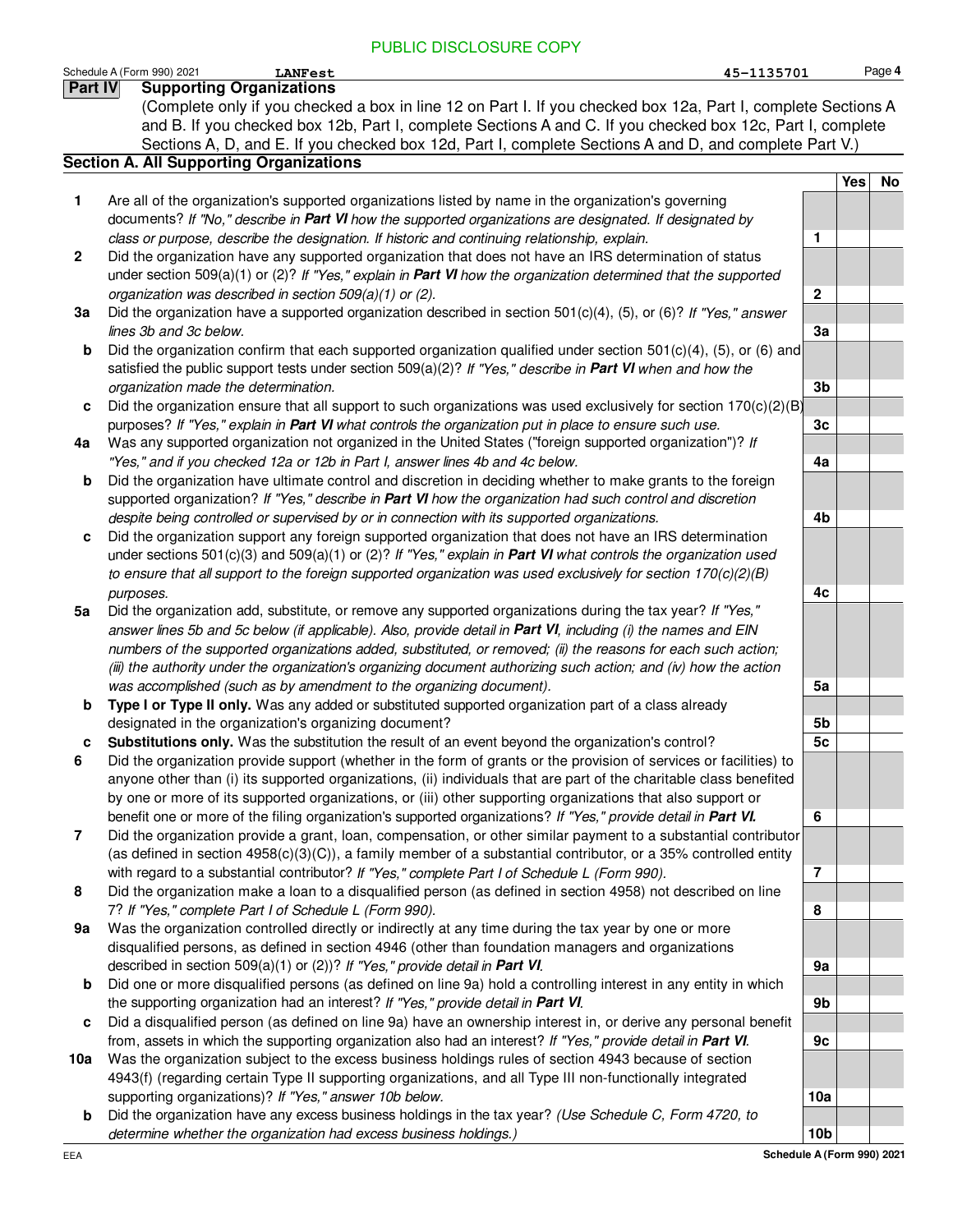PUBLIC DISCLOSURE COPY

Schedule A (Form 990) 2021 LANFest 45-1135701 Page **4**

## Part IV Supporting Organizations

(Complete only if you checked a box in line 12 on Part I. If you checked box 12a, Part I, complete Sections A and B. If you checked box 12b, Part I, complete Sections A and C. If you checked box 12c, Part I, complete Sections A, D, and E. If you checked box 12d, Part I, complete Sections A and D, and complete Part V.)

### Section A. All Supporting Organizations

| | | | Yes | No |
|---|---|---|---|---|
| **1** | Are all of the organization's supported organizations listed by name in the organization's governing documents? *If "No," describe in **Part VI** how the supported organizations are designated. If designated by class or purpose, describe the designation. If historic and continuing relationship, explain.* | **1** | | |
| **2** | Did the organization have any supported organization that does not have an IRS determination of status under section 509(a)(1) or (2)? *If "Yes," explain in **Part VI** how the organization determined that the supported organization was described in section 509(a)(1) or (2).* | **2** | | |
| **3a** | Did the organization have a supported organization described in section 501(c)(4), (5), or (6)? *If "Yes," answer lines 3b and 3c below.* | **3a** | | |
| **b** | Did the organization confirm that each supported organization qualified under section 501(c)(4), (5), or (6) and satisfied the public support tests under section 509(a)(2)? *If "Yes," describe in **Part VI** when and how the organization made the determination.* | **3b** | | |
| **c** | Did the organization ensure that all support to such organizations was used exclusively for section 170(c)(2)(B) purposes? *If "Yes," explain in **Part VI** what controls the organization put in place to ensure such use.* | **3c** | | |
| **4a** | Was any supported organization not organized in the United States ("foreign supported organization")? *If "Yes," and if you checked 12a or 12b in Part I, answer lines 4b and 4c below.* | **4a** | | |
| **b** | Did the organization have ultimate control and discretion in deciding whether to make grants to the foreign supported organization? *If "Yes," describe in **Part VI** how the organization had such control and discretion despite being controlled or supervised by or in connection with its supported organizations.* | **4b** | | |
| **c** | Did the organization support any foreign supported organization that does not have an IRS determination under sections 501(c)(3) and 509(a)(1) or (2)? *If "Yes," explain in **Part VI** what controls the organization used to ensure that all support to the foreign supported organization was used exclusively for section 170(c)(2)(B) purposes.* | **4c** | | |
| **5a** | Did the organization add, substitute, or remove any supported organizations during the tax year? *If "Yes," answer lines 5b and 5c below (if applicable). Also, provide detail in **Part VI**, including (i) the names and EIN numbers of the supported organizations added, substituted, or removed; (ii) the reasons for each such action; (iii) the authority under the organization's organizing document authorizing such action; and (iv) how the action was accomplished (such as by amendment to the organizing document).* | **5a** | | |
| **b** | **Type I or Type II only.** Was any added or substituted supported organization part of a class already designated in the organization's organizing document? | **5b** | | |
| **c** | **Substitutions only.** Was the substitution the result of an event beyond the organization's control? | **5c** | | |
| **6** | Did the organization provide support (whether in the form of grants or the provision of services or facilities) to anyone other than (i) its supported organizations, (ii) individuals that are part of the charitable class benefited by one or more of its supported organizations, or (iii) other supporting organizations that also support or benefit one or more of the filing organization's supported organizations? *If "Yes," provide detail in **Part VI.*** | **6** | | |
| **7** | Did the organization provide a grant, loan, compensation, or other similar payment to a substantial contributor (as defined in section 4958(c)(3)(C)), a family member of a substantial contributor, or a 35% controlled entity with regard to a substantial contributor? *If "Yes," complete Part I of Schedule L (Form 990).* | **7** | | |
| **8** | Did the organization make a loan to a disqualified person (as defined in section 4958) not described on line 7? *If "Yes," complete Part I of Schedule L (Form 990).* | **8** | | |
| **9a** | Was the organization controlled directly or indirectly at any time during the tax year by one or more disqualified persons, as defined in section 4946 (other than foundation managers and organizations described in section 509(a)(1) or (2))? *If "Yes," provide detail in **Part VI**.* | **9a** | | |
| **b** | Did one or more disqualified persons (as defined on line 9a) hold a controlling interest in any entity in which the supporting organization had an interest? *If "Yes," provide detail in **Part VI**.* | **9b** | | |
| **c** | Did a disqualified person (as defined on line 9a) have an ownership interest in, or derive any personal benefit from, assets in which the supporting organization also had an interest? *If "Yes," provide detail in **Part VI**.* | **9c** | | |
| **10a** | Was the organization subject to the excess business holdings rules of section 4943 because of section 4943(f) (regarding certain Type II supporting organizations, and all Type III non-functionally integrated supporting organizations)? *If "Yes," answer 10b below.* | **10a** | | |
| **b** | Did the organization have any excess business holdings in the tax year? *(Use Schedule C, Form 4720, to determine whether the organization had excess business holdings.)* | **10b** | | |

EEA **Schedule A (Form 990) 2021**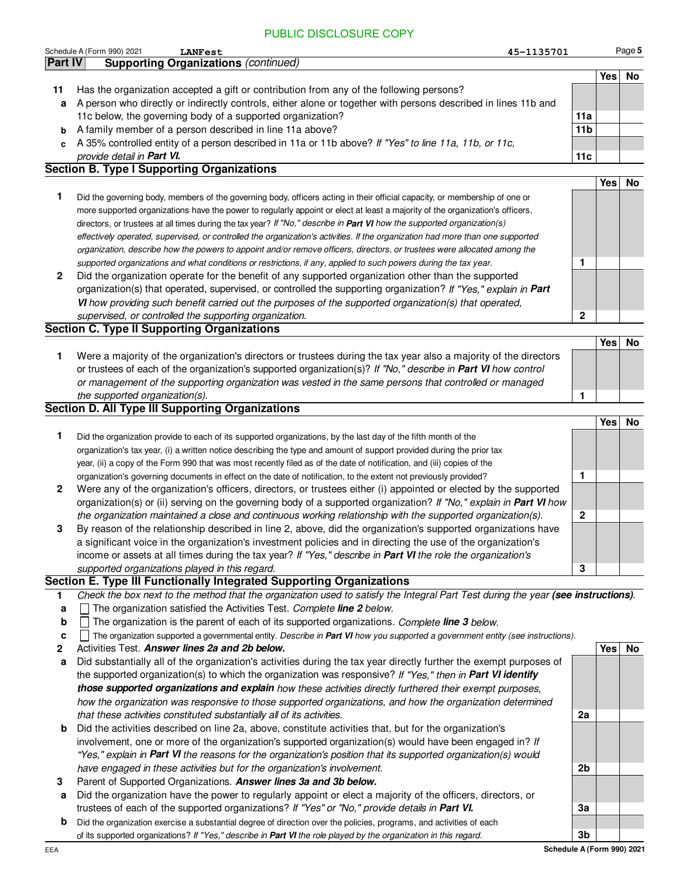PUBLIC DISCLOSURE COPY

Schedule A (Form 990) 2021 LANFest 45-1135701 Page 5

## Part IV Supporting Organizations *(continued)*

| | | | Yes | No |
|---|---|---|---|---|
| **11** | Has the organization accepted a gift or contribution from any of the following persons? | | | |
| **a** | A person who directly or indirectly controls, either alone or together with persons described in lines 11b and 11c below, the governing body of a supported organization? | **11a** | | |
| **b** | A family member of a person described in line 11a above? | **11b** | | |
| **c** | A 35% controlled entity of a person described in 11a or 11b above? *If "Yes" to line 11a, 11b, or 11c, provide detail in* ***Part VI.*** | **11c** | | |

### Section B. Type I Supporting Organizations

| | | | Yes | No |
|---|---|---|---|---|
| **1** | Did the governing body, members of the governing body, officers acting in their official capacity, or membership of one or more supported organizations have the power to regularly appoint or elect at least a majority of the organization's officers, directors, or trustees at all times during the tax year? *If "No," describe in* ***Part VI*** *how the supported organization(s) effectively operated, supervised, or controlled the organization's activities. If the organization had more than one supported organization, describe how the powers to appoint and/or remove officers, directors, or trustees were allocated among the supported organizations and what conditions or restrictions, if any, applied to such powers during the tax year.* | **1** | | |
| **2** | Did the organization operate for the benefit of any supported organization other than the supported organization(s) that operated, supervised, or controlled the supporting organization? *If "Yes," explain in* ***Part VI*** *how providing such benefit carried out the purposes of the supported organization(s) that operated, supervised, or controlled the supporting organization.* | **2** | | |

### Section C. Type II Supporting Organizations

| | | | Yes | No |
|---|---|---|---|---|
| **1** | Were a majority of the organization's directors or trustees during the tax year also a majority of the directors or trustees of each of the organization's supported organization(s)? *If "No," describe in* ***Part VI*** *how control or management of the supporting organization was vested in the same persons that controlled or managed the supported organization(s).* | **1** | | |

### Section D. All Type III Supporting Organizations

| | | | Yes | No |
|---|---|---|---|---|
| **1** | Did the organization provide to each of its supported organizations, by the last day of the fifth month of the organization's tax year, (i) a written notice describing the type and amount of support provided during the prior tax year, (ii) a copy of the Form 990 that was most recently filed as of the date of notification, and (iii) copies of the organization's governing documents in effect on the date of notification, to the extent not previously provided? | **1** | | |
| **2** | Were any of the organization's officers, directors, or trustees either (i) appointed or elected by the supported organization(s) or (ii) serving on the governing body of a supported organization? *If "No," explain in* ***Part VI*** *how the organization maintained a close and continuous working relationship with the supported organization(s).* | **2** | | |
| **3** | By reason of the relationship described in line 2, above, did the organization's supported organizations have a significant voice in the organization's investment policies and in directing the use of the organization's income or assets at all times during the tax year? *If "Yes," describe in* ***Part VI*** *the role the organization's supported organizations played in this regard.* | **3** | | |

### Section E. Type III Functionally Integrated Supporting Organizations

**1** *Check the box next to the method that the organization used to satisfy the Integral Part Test during the year* ***(see instructions)***.

- **a** ☐ The organization satisfied the Activities Test. *Complete* ***line 2*** *below.*
- **b** ☐ The organization is the parent of each of its supported organizations. *Complete* ***line 3*** *below.*
- **c** ☐ The organization supported a governmental entity. *Describe in* ***Part VI*** *how you supported a government entity (see instructions).*

| | | | Yes | No |
|---|---|---|---|---|
| **2** | Activities Test. ***Answer lines 2a and 2b below.*** | | | |
| **a** | Did substantially all of the organization's activities during the tax year directly further the exempt purposes of the supported organization(s) to which the organization was responsive? *If "Yes," then in* ***Part VI identify those supported organizations and explain*** *how these activities directly furthered their exempt purposes, how the organization was responsive to those supported organizations, and how the organization determined that these activities constituted substantially all of its activities.* | **2a** | | |
| **b** | Did the activities described on line 2a, above, constitute activities that, but for the organization's involvement, one or more of the organization's supported organization(s) would have been engaged in? *If "Yes," explain in* ***Part VI*** *the reasons for the organization's position that its supported organization(s) would have engaged in these activities but for the organization's involvement.* | **2b** | | |
| **3** | Parent of Supported Organizations. ***Answer lines 3a and 3b below.*** | | | |
| **a** | Did the organization have the power to regularly appoint or elect a majority of the officers, directors, or trustees of each of the supported organizations? *If "Yes" or "No," provide details in* ***Part VI.*** | **3a** | | |
| **b** | Did the organization exercise a substantial degree of direction over the policies, programs, and activities of each of its supported organizations? *If "Yes," describe in* ***Part VI*** *the role played by the organization in this regard.* | **3b** | | |

EEA **Schedule A (Form 990) 2021**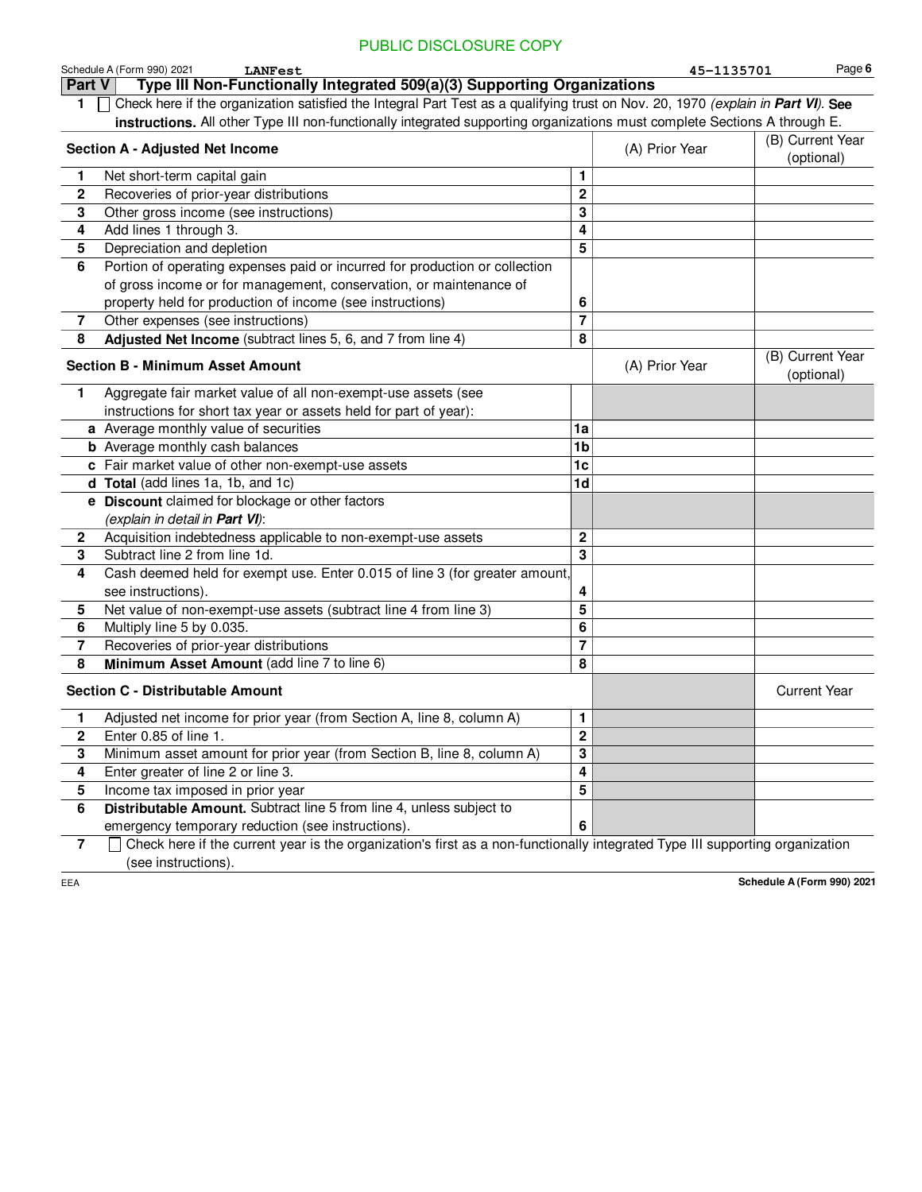PUBLIC DISCLOSURE COPY

Schedule A (Form 990) 2021 LANFest 45-1135701 Page 6

## Part V Type III Non-Functionally Integrated 509(a)(3) Supporting Organizations

1 ☐ Check here if the organization satisfied the Integral Part Test as a qualifying trust on Nov. 20, 1970 *(explain in **Part VI**)*. **See instructions.** All other Type III non-functionally integrated supporting organizations must complete Sections A through E.

| **Section A - Adjusted Net Income** | | | (A) Prior Year | (B) Current Year (optional) |
|---|---|---|---|---|
| 1 | Net short-term capital gain | 1 | | |
| 2 | Recoveries of prior-year distributions | 2 | | |
| 3 | Other gross income (see instructions) | 3 | | |
| 4 | Add lines 1 through 3. | 4 | | |
| 5 | Depreciation and depletion | 5 | | |
| 6 | Portion of operating expenses paid or incurred for production or collection of gross income or for management, conservation, or maintenance of property held for production of income (see instructions) | 6 | | |
| 7 | Other expenses (see instructions) | 7 | | |
| 8 | **Adjusted Net Income** (subtract lines 5, 6, and 7 from line 4) | 8 | | |

| **Section B - Minimum Asset Amount** | | | (A) Prior Year | (B) Current Year (optional) |
|---|---|---|---|---|
| 1 | Aggregate fair market value of all non-exempt-use assets (see instructions for short tax year or assets held for part of year): | | | |
| a | Average monthly value of securities | 1a | | |
| b | Average monthly cash balances | 1b | | |
| c | Fair market value of other non-exempt-use assets | 1c | | |
| d | **Total** (add lines 1a, 1b, and 1c) | 1d | | |
| e | **Discount** claimed for blockage or other factors *(explain in detail in **Part VI**)*: | | | |
| 2 | Acquisition indebtedness applicable to non-exempt-use assets | 2 | | |
| 3 | Subtract line 2 from line 1d. | 3 | | |
| 4 | Cash deemed held for exempt use. Enter 0.015 of line 3 (for greater amount, see instructions). | 4 | | |
| 5 | Net value of non-exempt-use assets (subtract line 4 from line 3) | 5 | | |
| 6 | Multiply line 5 by 0.035. | 6 | | |
| 7 | Recoveries of prior-year distributions | 7 | | |
| 8 | **Minimum Asset Amount** (add line 7 to line 6) | 8 | | |

| **Section C - Distributable Amount** | | | | Current Year |
|---|---|---|---|---|
| 1 | Adjusted net income for prior year (from Section A, line 8, column A) | 1 | | |
| 2 | Enter 0.85 of line 1. | 2 | | |
| 3 | Minimum asset amount for prior year (from Section B, line 8, column A) | 3 | | |
| 4 | Enter greater of line 2 or line 3. | 4 | | |
| 5 | Income tax imposed in prior year | 5 | | |
| 6 | **Distributable Amount.** Subtract line 5 from line 4, unless subject to emergency temporary reduction (see instructions). | 6 | | |

7 ☐ Check here if the current year is the organization's first as a non-functionally integrated Type III supporting organization (see instructions).

EEA **Schedule A (Form 990) 2021**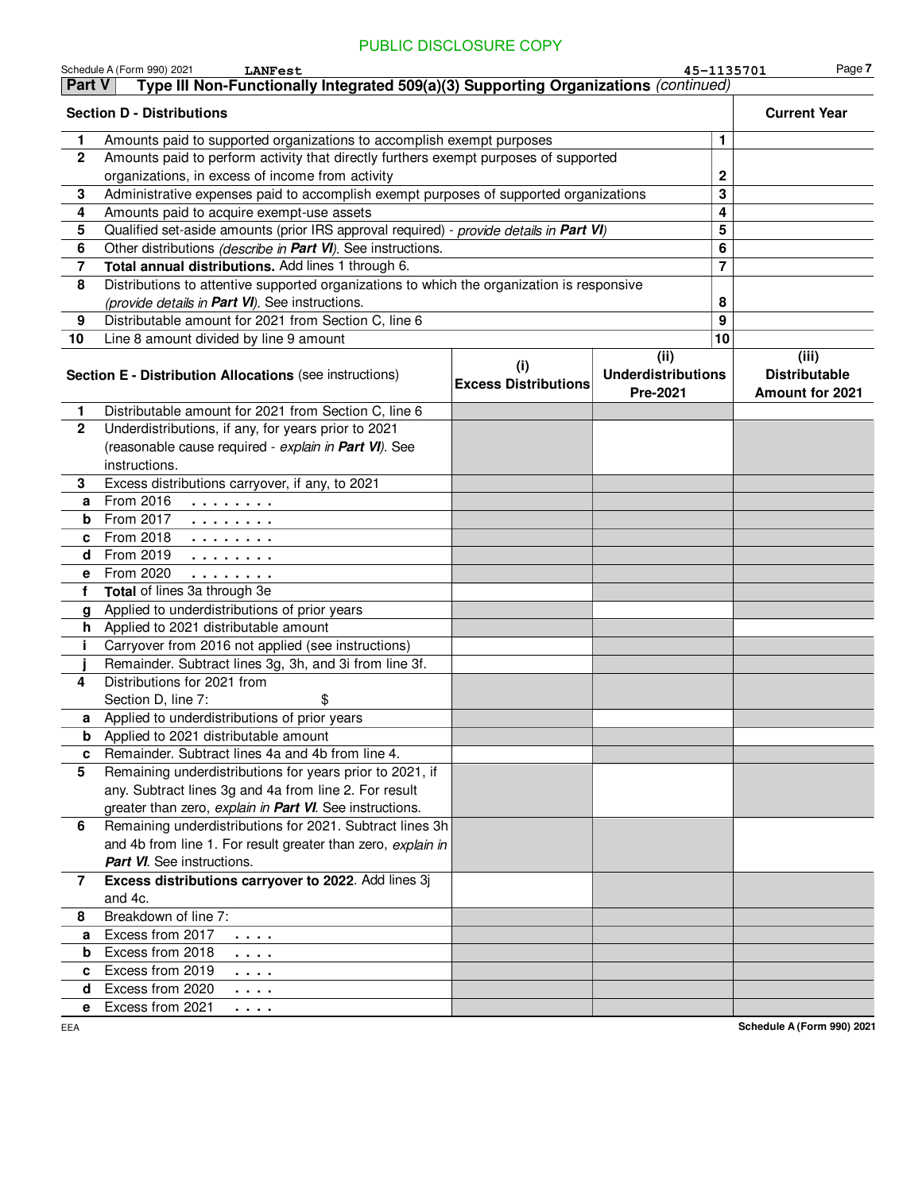PUBLIC DISCLOSURE COPY

Schedule A (Form 990) 2021 LANFest 45-1135701

## Part V Type III Non-Functionally Integrated 509(a)(3) Supporting Organizations *(continued)*

| Section D - Distributions | | | Current Year |
|---|---|---|---|
| 1 | Amounts paid to supported organizations to accomplish exempt purposes | 1 | |
| 2 | Amounts paid to perform activity that directly furthers exempt purposes of supported organizations, in excess of income from activity | 2 | |
| 3 | Administrative expenses paid to accomplish exempt purposes of supported organizations | 3 | |
| 4 | Amounts paid to acquire exempt-use assets | 4 | |
| 5 | Qualified set-aside amounts (prior IRS approval required) - *provide details in* ***Part VI*** | 5 | |
| 6 | Other distributions *(describe in* ***Part VI****)*. See instructions. | 6 | |
| 7 | **Total annual distributions.** Add lines 1 through 6. | 7 | |
| 8 | Distributions to attentive supported organizations to which the organization is responsive *(provide details in* ***Part VI****)*. See instructions. | 8 | |
| 9 | Distributable amount for 2021 from Section C, line 6 | 9 | |
| 10 | Line 8 amount divided by line 9 amount | 10 | |

| | Section E - Distribution Allocations (see instructions) | (i) Excess Distributions | (ii) Underdistributions Pre-2021 | (iii) Distributable Amount for 2021 |
|---|---|---|---|---|
| 1 | Distributable amount for 2021 from Section C, line 6 | | | |
| 2 | Underdistributions, if any, for years prior to 2021 (reasonable cause required - *explain in* ***Part VI****)*. See instructions. | | | |
| 3 | Excess distributions carryover, if any, to 2021 | | | |
| a | From 2016 | | | |
| b | From 2017 | | | |
| c | From 2018 | | | |
| d | From 2019 | | | |
| e | From 2020 | | | |
| f | **Total** of lines 3a through 3e | | | |
| g | Applied to underdistributions of prior years | | | |
| h | Applied to 2021 distributable amount | | | |
| i | Carryover from 2016 not applied (see instructions) | | | |
| j | Remainder. Subtract lines 3g, 3h, and 3i from line 3f. | | | |
| 4 | Distributions for 2021 from Section D, line 7: $ | | | |
| a | Applied to underdistributions of prior years | | | |
| b | Applied to 2021 distributable amount | | | |
| c | Remainder. Subtract lines 4a and 4b from line 4. | | | |
| 5 | Remaining underdistributions for years prior to 2021, if any. Subtract lines 3g and 4a from line 2. For result greater than zero, *explain in* ***Part VI***. See instructions. | | | |
| 6 | Remaining underdistributions for 2021. Subtract lines 3h and 4b from line 1. For result greater than zero, *explain in* ***Part VI***. See instructions. | | | |
| 7 | **Excess distributions carryover to 2022**. Add lines 3j and 4c. | | | |
| 8 | Breakdown of line 7: | | | |
| a | Excess from 2017 | | | |
| b | Excess from 2018 | | | |
| c | Excess from 2019 | | | |
| d | Excess from 2020 | | | |
| e | Excess from 2021 | | | |

EEA Schedule A (Form 990) 2021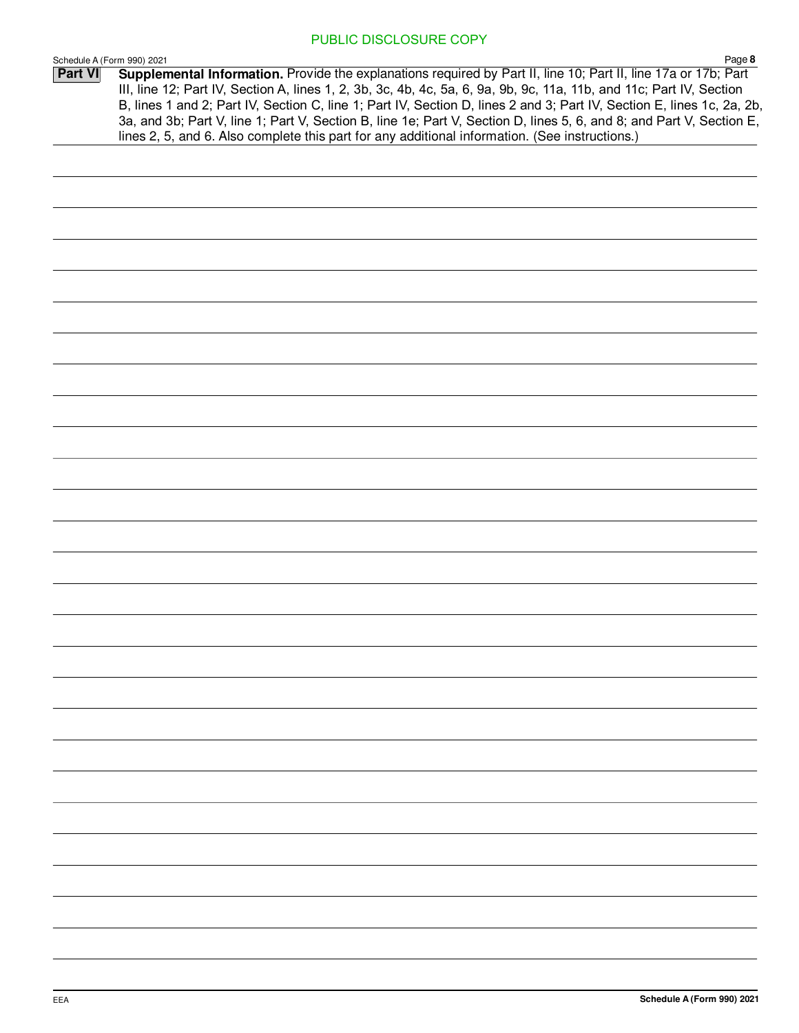PUBLIC DISCLOSURE COPY

**Part VI** **Supplemental Information.** Provide the explanations required by Part II, line 10; Part II, line 17a or 17b; Part III, line 12; Part IV, Section A, lines 1, 2, 3b, 3c, 4b, 4c, 5a, 6, 9a, 9b, 9c, 11a, 11b, and 11c; Part IV, Section B, lines 1 and 2; Part IV, Section C, line 1; Part IV, Section D, lines 2 and 3; Part IV, Section E, lines 1c, 2a, 2b, 3a, and 3b; Part V, line 1; Part V, Section B, line 1e; Part V, Section D, lines 5, 6, and 8; and Part V, Section E, lines 2, 5, and 6. Also complete this part for any additional information. (See instructions.)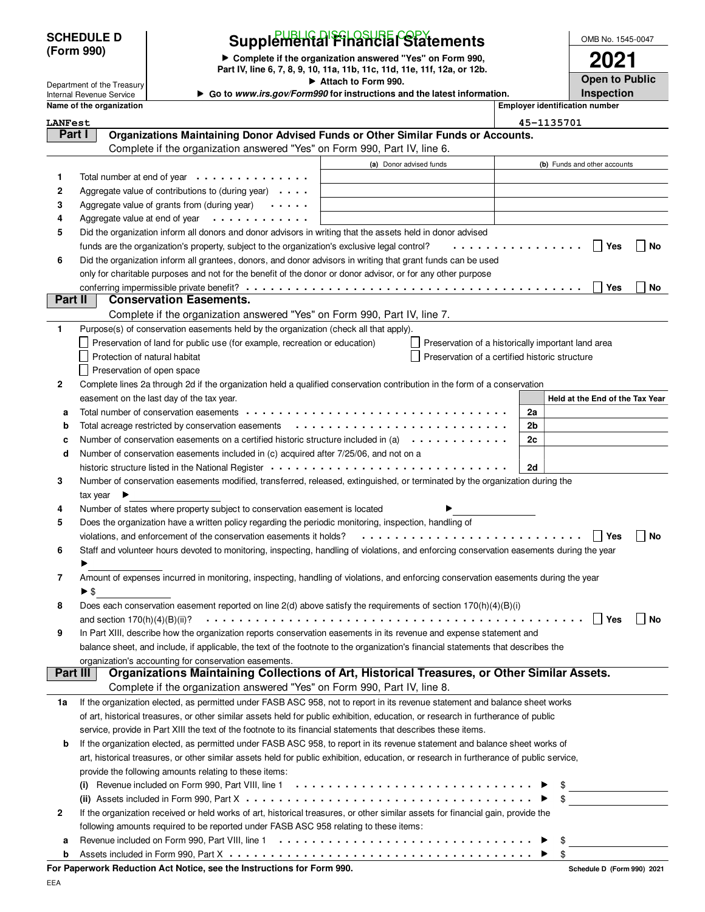PUBLIC DISCLOSURE COPY

**SCHEDULE D (Form 990)**

Department of the Treasury
Internal Revenue Service

# Supplemental Financial Statements

▶ Complete if the organization answered "Yes" on Form 990, Part IV, line 6, 7, 8, 9, 10, 11a, 11b, 11c, 11d, 11e, 11f, 12a, or 12b.
▶ Attach to Form 990.
▶ Go to *www.irs.gov/Form990* for instructions and the latest information.

OMB No. 1545-0047
**2021**
**Open to Public Inspection**

**Name of the organization:** LANFest
**Employer identification number:** 45-1135701

## Part I Organizations Maintaining Donor Advised Funds or Other Similar Funds or Accounts.

Complete if the organization answered "Yes" on Form 990, Part IV, line 6.

| | | (a) Donor advised funds | (b) Funds and other accounts |
|---|---|---|---|
| 1 | Total number at end of year | | |
| 2 | Aggregate value of contributions to (during year) | | |
| 3 | Aggregate value of grants from (during year) | | |
| 4 | Aggregate value at end of year | | |

5 Did the organization inform all donors and donor advisors in writing that the assets held in donor advised funds are the organization's property, subject to the organization's exclusive legal control? ☐ Yes ☐ No

6 Did the organization inform all grantees, donors, and donor advisors in writing that grant funds can be used only for charitable purposes and not for the benefit of the donor or donor advisor, or for any other purpose conferring impermissible private benefit? ☐ Yes ☐ No

## Part II Conservation Easements.

Complete if the organization answered "Yes" on Form 990, Part IV, line 7.

1 Purpose(s) of conservation easements held by the organization (check all that apply).

- ☐ Preservation of land for public use (for example, recreation or education)
- ☐ Protection of natural habitat
- ☐ Preservation of open space
- ☐ Preservation of a historically important land area
- ☐ Preservation of a certified historic structure

2 Complete lines 2a through 2d if the organization held a qualified conservation contribution in the form of a conservation easement on the last day of the tax year.

| | | | Held at the End of the Tax Year |
|---|---|---|---|
| a | Total number of conservation easements | 2a | |
| b | Total acreage restricted by conservation easements | 2b | |
| c | Number of conservation easements on a certified historic structure included in (a) | 2c | |
| d | Number of conservation easements included in (c) acquired after 7/25/06, and not on a historic structure listed in the National Register | 2d | |

3 Number of conservation easements modified, transferred, released, extinguished, or terminated by the organization during the tax year ▶

4 Number of states where property subject to conservation easement is located ▶

5 Does the organization have a written policy regarding the periodic monitoring, inspection, handling of violations, and enforcement of the conservation easements it holds? ☐ Yes ☐ No

6 Staff and volunteer hours devoted to monitoring, inspecting, handling of violations, and enforcing conservation easements during the year ▶

7 Amount of expenses incurred in monitoring, inspecting, handling of violations, and enforcing conservation easements during the year ▶ $

8 Does each conservation easement reported on line 2(d) above satisfy the requirements of section 170(h)(4)(B)(i) and section 170(h)(4)(B)(ii)? ☐ Yes ☐ No

9 In Part XIII, describe how the organization reports conservation easements in its revenue and expense statement and balance sheet, and include, if applicable, the text of the footnote to the organization's financial statements that describes the organization's accounting for conservation easements.

## Part III Organizations Maintaining Collections of Art, Historical Treasures, or Other Similar Assets.

Complete if the organization answered "Yes" on Form 990, Part IV, line 8.

1a If the organization elected, as permitted under FASB ASC 958, not to report in its revenue statement and balance sheet works of art, historical treasures, or other similar assets held for public exhibition, education, or research in furtherance of public service, provide in Part XIII the text of the footnote to its financial statements that describes these items.

b If the organization elected, as permitted under FASB ASC 958, to report in its revenue statement and balance sheet works of art, historical treasures, or other similar assets held for public exhibition, education, or research in furtherance of public service, provide the following amounts relating to these items:

(i) Revenue included on Form 990, Part VIII, line 1 ▶ $

(ii) Assets included in Form 990, Part X ▶ $

2 If the organization received or held works of art, historical treasures, or other similar assets for financial gain, provide the following amounts required to be reported under FASB ASC 958 relating to these items:

a Revenue included on Form 990, Part VIII, line 1 ▶ $

b Assets included in Form 990, Part X ▶ $

**For Paperwork Reduction Act Notice, see the Instructions for Form 990.**

Schedule D (Form 990) 2021

EEA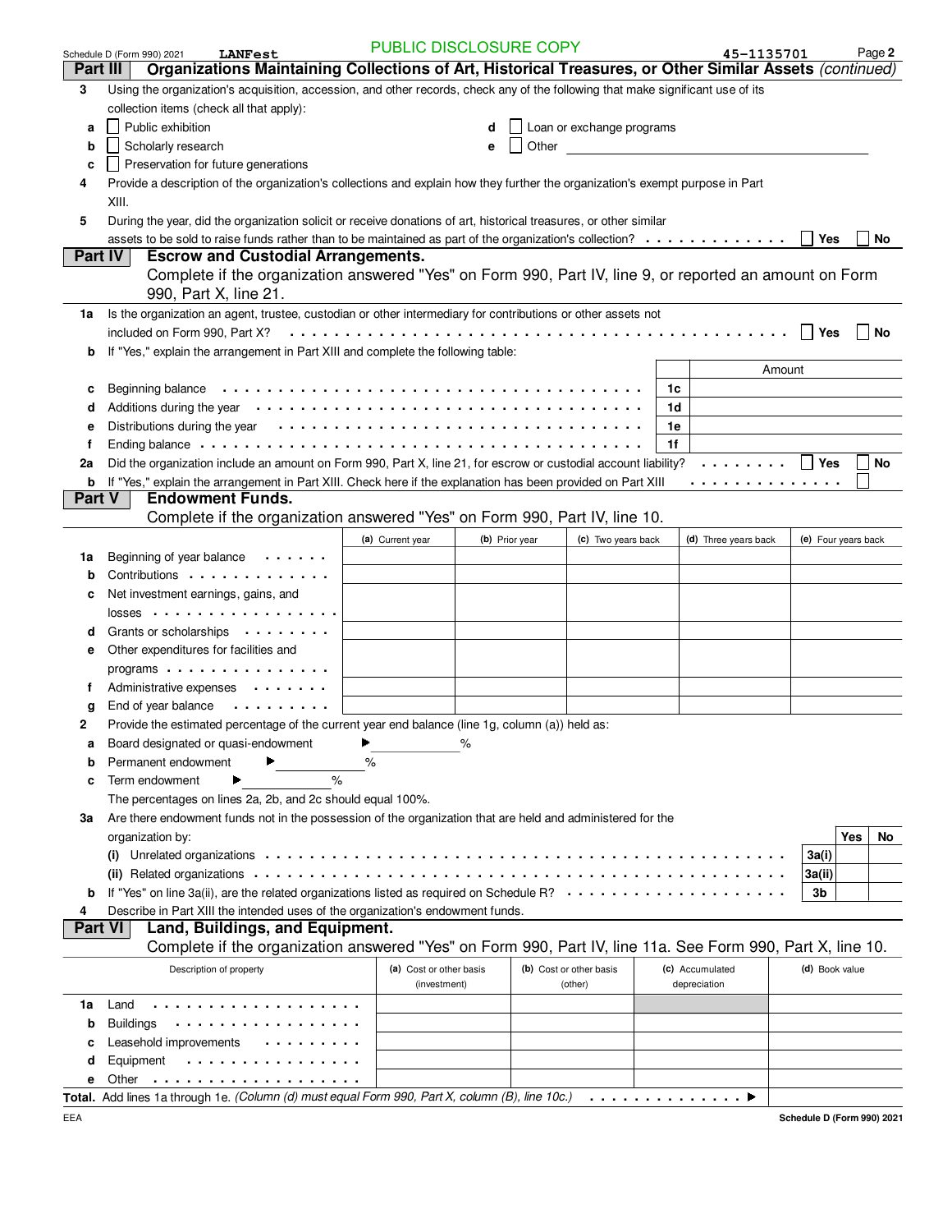Schedule D (Form 990) 2021 LANFest 45-1135701 Page **2**

PUBLIC DISCLOSURE COPY

## Part III Organizations Maintaining Collections of Art, Historical Treasures, or Other Similar Assets *(continued)*

**3** Using the organization's acquisition, accession, and other records, check any of the following that make significant use of its collection items (check all that apply):

- **a** ☐ Public exhibition
- **b** ☐ Scholarly research
- **c** ☐ Preservation for future generations
- **d** ☐ Loan or exchange programs
- **e** ☐ Other

**4** Provide a description of the organization's collections and explain how they further the organization's exempt purpose in Part XIII.

**5** During the year, did the organization solicit or receive donations of art, historical treasures, or other similar assets to be sold to raise funds rather than to be maintained as part of the organization's collection? ☐ Yes ☐ No

## Part IV Escrow and Custodial Arrangements.

Complete if the organization answered "Yes" on Form 990, Part IV, line 9, or reported an amount on Form 990, Part X, line 21.

**1a** Is the organization an agent, trustee, custodian or other intermediary for contributions or other assets not included on Form 990, Part X? ☐ Yes ☐ No

**b** If "Yes," explain the arrangement in Part XIII and complete the following table:

| | | | Amount |
|---|---|---|---|
| **c** | Beginning balance | 1c | |
| **d** | Additions during the year | 1d | |
| **e** | Distributions during the year | 1e | |
| **f** | Ending balance | 1f | |

**2a** Did the organization include an amount on Form 990, Part X, line 21, for escrow or custodial account liability? ☐ Yes ☐ No

**b** If "Yes," explain the arrangement in Part XIII. Check here if the explanation has been provided on Part XIII ☐

## Part V Endowment Funds.

Complete if the organization answered "Yes" on Form 990, Part IV, line 10.

| | | (a) Current year | (b) Prior year | (c) Two years back | (d) Three years back | (e) Four years back |
|---|---|---|---|---|---|---|
| **1a** | Beginning of year balance | | | | | |
| **b** | Contributions | | | | | |
| **c** | Net investment earnings, gains, and losses | | | | | |
| **d** | Grants or scholarships | | | | | |
| **e** | Other expenditures for facilities and programs | | | | | |
| **f** | Administrative expenses | | | | | |
| **g** | End of year balance | | | | | |

**2** Provide the estimated percentage of the current year end balance (line 1g, column (a)) held as:

- **a** Board designated or quasi-endowment ▶ %
- **b** Permanent endowment ▶ %
- **c** Term endowment ▶ %

The percentages on lines 2a, 2b, and 2c should equal 100%.

**3a** Are there endowment funds not in the possession of the organization that are held and administered for the organization by:

| | | | Yes | No |
|---|---|---|---|---|
| | **(i)** Unrelated organizations | 3a(i) | | |
| | **(ii)** Related organizations | 3a(ii) | | |
| **b** | If "Yes" on line 3a(ii), are the related organizations listed as required on Schedule R? | 3b | | |

**4** Describe in Part XIII the intended uses of the organization's endowment funds.

## Part VI Land, Buildings, and Equipment.

Complete if the organization answered "Yes" on Form 990, Part IV, line 11a. See Form 990, Part X, line 10.

| | Description of property | (a) Cost or other basis (investment) | (b) Cost or other basis (other) | (c) Accumulated depreciation | (d) Book value |
|---|---|---|---|---|---|
| **1a** | Land | | | | |
| **b** | Buildings | | | | |
| **c** | Leasehold improvements | | | | |
| **d** | Equipment | | | | |
| **e** | Other | | | | |

**Total.** Add lines 1a through 1e. *(Column (d) must equal Form 990, Part X, column (B), line 10c.)* ▶

EEA Schedule D (Form 990) 2021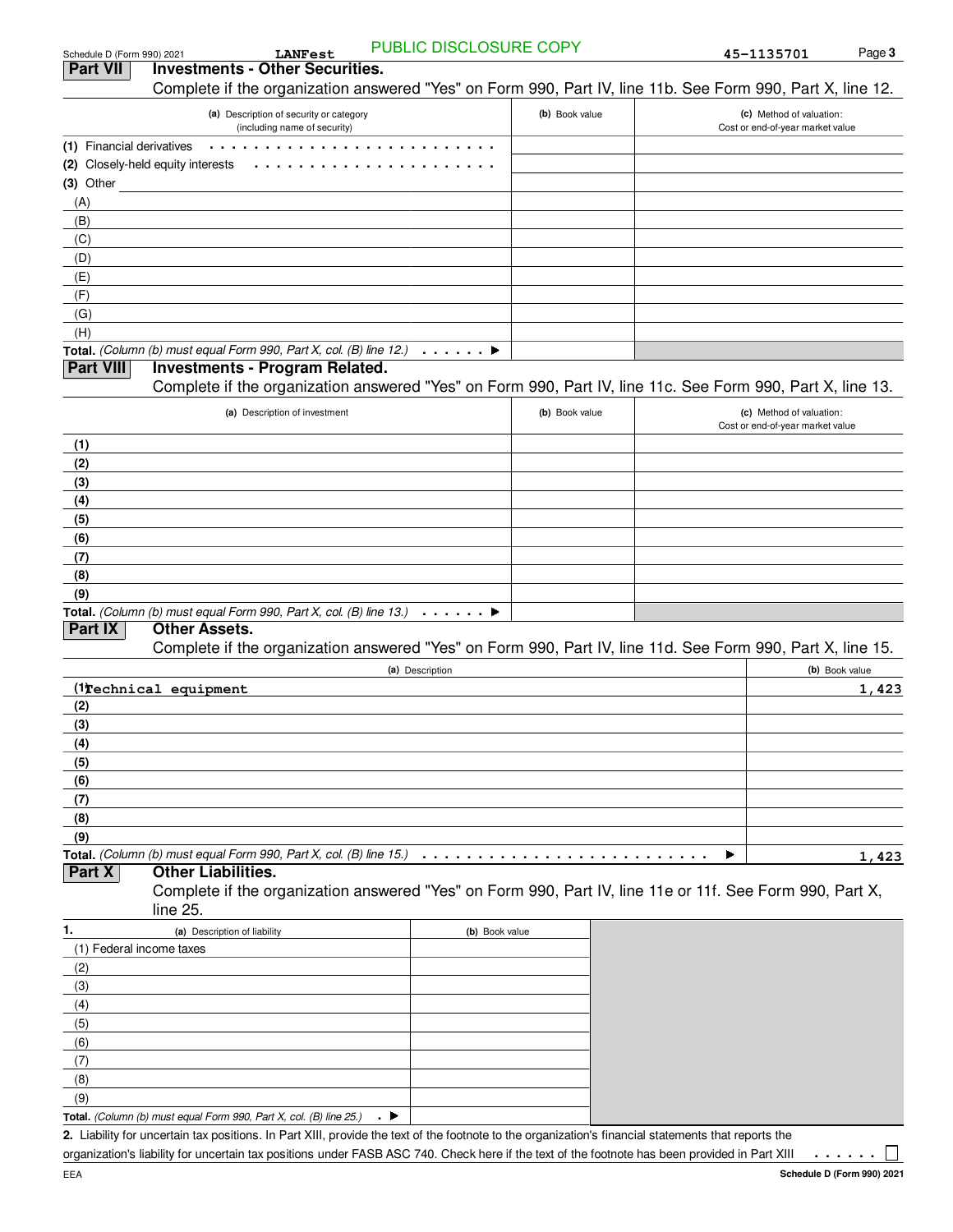PUBLIC DISCLOSURE COPY

Schedule D (Form 990) 2021 LANFest 45-1135701 Page 3

## Part VII Investments - Other Securities.

Complete if the organization answered "Yes" on Form 990, Part IV, line 11b. See Form 990, Part X, line 12.

| (a) Description of security or category (including name of security) | (b) Book value | (c) Method of valuation: Cost or end-of-year market value |
|---|---|---|
| (1) Financial derivatives | | |
| (2) Closely-held equity interests | | |
| (3) Other | | |
| (A) | | |
| (B) | | |
| (C) | | |
| (D) | | |
| (E) | | |
| (F) | | |
| (G) | | |
| (H) | | |
| **Total.** *(Column (b) must equal Form 990, Part X, col. (B) line 12.)* ▶ | | |

## Part VIII Investments - Program Related.

Complete if the organization answered "Yes" on Form 990, Part IV, line 11c. See Form 990, Part X, line 13.

| (a) Description of investment | (b) Book value | (c) Method of valuation: Cost or end-of-year market value |
|---|---|---|
| (1) | | |
| (2) | | |
| (3) | | |
| (4) | | |
| (5) | | |
| (6) | | |
| (7) | | |
| (8) | | |
| (9) | | |
| **Total.** *(Column (b) must equal Form 990, Part X, col. (B) line 13.)* ▶ | | |

## Part IX Other Assets.

Complete if the organization answered "Yes" on Form 990, Part IV, line 11d. See Form 990, Part X, line 15.

| (a) Description | (b) Book value |
|---|---|
| (1) Technical equipment | 1,423 |
| (2) | |
| (3) | |
| (4) | |
| (5) | |
| (6) | |
| (7) | |
| (8) | |
| (9) | |
| **Total.** *(Column (b) must equal Form 990, Part X, col. (B) line 15.)* ▶ | 1,423 |

## Part X Other Liabilities.

Complete if the organization answered "Yes" on Form 990, Part IV, line 11e or 11f. See Form 990, Part X, line 25.

| 1. (a) Description of liability | (b) Book value |
|---|---|
| (1) Federal income taxes | |
| (2) | |
| (3) | |
| (4) | |
| (5) | |
| (6) | |
| (7) | |
| (8) | |
| (9) | |
| **Total.** *(Column (b) must equal Form 990, Part X, col. (B) line 25.)* ▶ | |

**2.** Liability for uncertain tax positions. In Part XIII, provide the text of the footnote to the organization's financial statements that reports the organization's liability for uncertain tax positions under FASB ASC 740. Check here if the text of the footnote has been provided in Part XIII ☐

EEA **Schedule D (Form 990) 2021**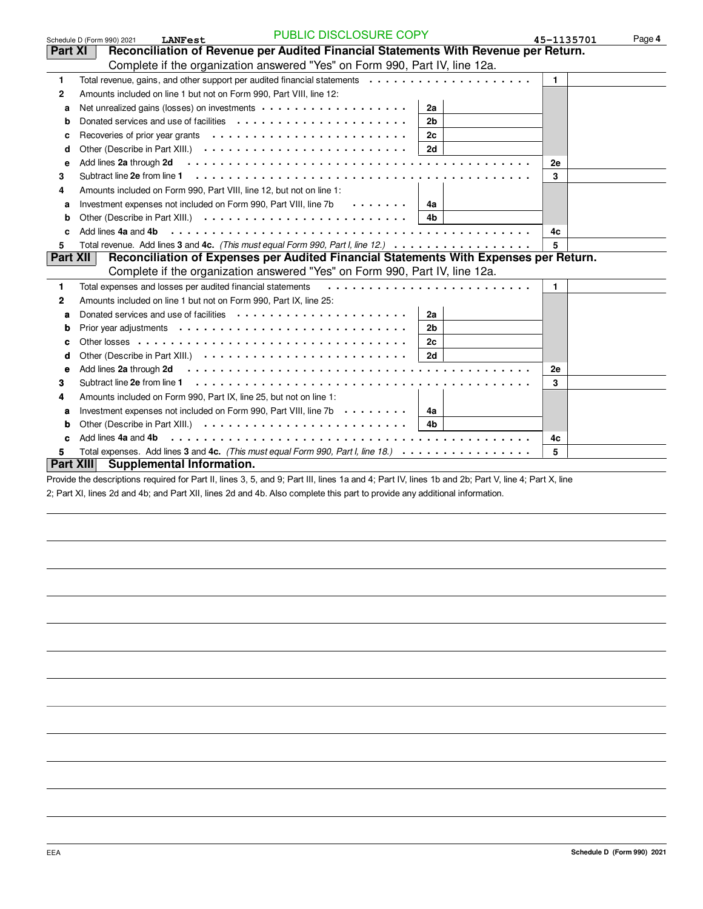Schedule D (Form 990) 2021 **LANFest** PUBLIC DISCLOSURE COPY 45-1135701

## Part XI Reconciliation of Revenue per Audited Financial Statements With Revenue per Return.

Complete if the organization answered "Yes" on Form 990, Part IV, line 12a.

| | | | | | |
|---|---|---|---|---|---|
| **1** | Total revenue, gains, and other support per audited financial statements | | | **1** | |
| **2** | Amounts included on line 1 but not on Form 990, Part VIII, line 12: | | | | |
| **a** | Net unrealized gains (losses) on investments | **2a** | | | |
| **b** | Donated services and use of facilities | **2b** | | | |
| **c** | Recoveries of prior year grants | **2c** | | | |
| **d** | Other (Describe in Part XIII.) | **2d** | | | |
| **e** | Add lines **2a** through **2d** | | | **2e** | |
| **3** | Subtract line **2e** from line **1** | | | **3** | |
| **4** | Amounts included on Form 990, Part VIII, line 12, but not on line 1: | | | | |
| **a** | Investment expenses not included on Form 990, Part VIII, line 7b | **4a** | | | |
| **b** | Other (Describe in Part XIII.) | **4b** | | | |
| **c** | Add lines **4a** and **4b** | | | **4c** | |
| **5** | Total revenue. Add lines **3** and **4c.** *(This must equal Form 990, Part I, line 12.)* | | | **5** | |

## Part XII Reconciliation of Expenses per Audited Financial Statements With Expenses per Return.

Complete if the organization answered "Yes" on Form 990, Part IV, line 12a.

| | | | | | |
|---|---|---|---|---|---|
| **1** | Total expenses and losses per audited financial statements | | | **1** | |
| **2** | Amounts included on line 1 but not on Form 990, Part IX, line 25: | | | | |
| **a** | Donated services and use of facilities | **2a** | | | |
| **b** | Prior year adjustments | **2b** | | | |
| **c** | Other losses | **2c** | | | |
| **d** | Other (Describe in Part XIII.) | **2d** | | | |
| **e** | Add lines **2a** through **2d** | | | **2e** | |
| **3** | Subtract line **2e** from line **1** | | | **3** | |
| **4** | Amounts included on Form 990, Part IX, line 25, but not on line 1: | | | | |
| **a** | Investment expenses not included on Form 990, Part VIII, line 7b | **4a** | | | |
| **b** | Other (Describe in Part XIII.) | **4b** | | | |
| **c** | Add lines **4a** and **4b** | | | **4c** | |
| **5** | Total expenses. Add lines **3** and **4c.** *(This must equal Form 990, Part I, line 18.)* | | | **5** | |

## Part XIII Supplemental Information.

Provide the descriptions required for Part II, lines 3, 5, and 9; Part III, lines 1a and 4; Part IV, lines 1b and 2b; Part V, line 4; Part X, line 2; Part XI, lines 2d and 4b; and Part XII, lines 2d and 4b. Also complete this part to provide any additional information.

EEA **Schedule D (Form 990) 2021**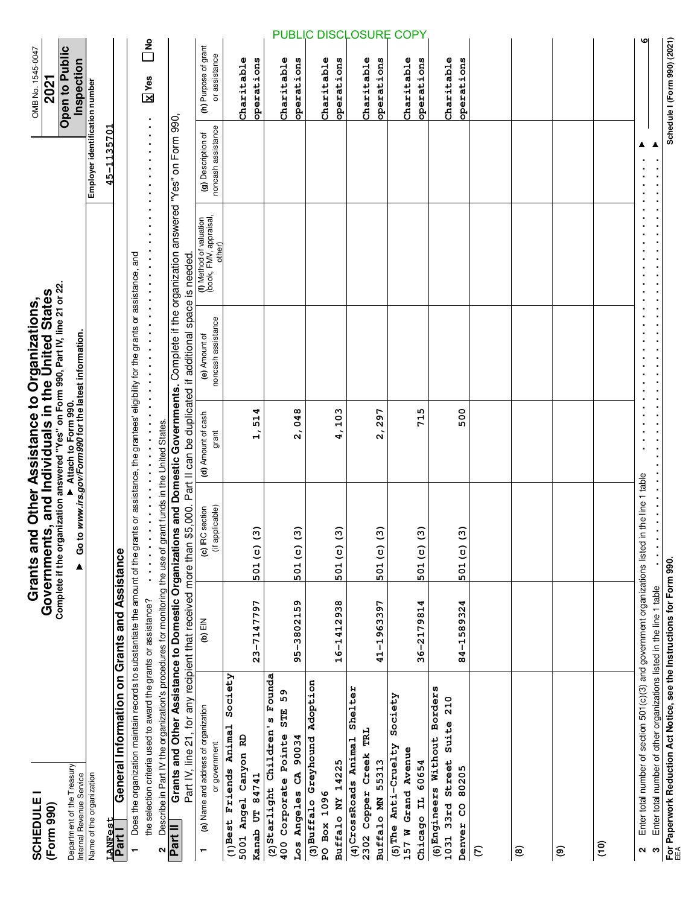PUBLIC DISCLOSURE COPY

# SCHEDULE I (Form 990)

## Grants and Other Assistance to Organizations, Governments, and Individuals in the United States

**Complete if the organization answered "Yes" on Form 990, Part IV, line 21 or 22.**

▶ Attach to Form 990.

▶ Go to *www.irs.gov/Form990* for the latest information.

OMB No. 1545-0047

**2021**

**Open to Public Inspection**

Department of the Treasury
Internal Revenue Service

Name of the organization: LANFest

Employer identification number: 45-1135701

**Part I — General Information on Grants and Assistance**

1 Does the organization maintain records to substantiate the amount of the grants or assistance, the grantees' eligibility for the grants or assistance, and the selection criteria used to award the grants or assistance? . . . . . . . . . . . . . . . . . . . . . . . . . . . . . . . . [X] Yes [ ] No

2 Describe in Part IV the organization's procedures for monitoring the use of grant funds in the United States.

**Part II — Grants and Other Assistance to Domestic Organizations and Domestic Governments.** Complete if the organization answered "Yes" on Form 990, Part IV, line 21, for any recipient that received more than $5,000. Part II can be duplicated if additional space is needed.

| 1 (a) Name and address of organization or government | (b) EIN | (c) IRC section (if applicable) | (d) Amount of cash grant | (e) Amount of noncash assistance | (f) Method of valuation (book, FMV, appraisal, other) | (g) Description of noncash assistance | (h) Purpose of grant or assistance |
|---|---|---|---|---|---|---|---|
| (1) Best Friends Animal Society 5001 Angel Canyon RD Kanab UT 84741 | 23-7147797 | 501(c)(3) | 1,514 | | | | Charitable operations |
| (2) Starlight Children's Founda 400 Corporate Pointe STE 59 Los Angeles CA 90034 | 95-3802159 | 501(c)(3) | 2,048 | | | | Charitable operations |
| (3) Buffalo Greyhound Adoption PO Box 1096 Buffalo NY 14225 | 16-1412938 | 501(c)(3) | 4,103 | | | | Charitable operations |
| (4) CrossRoads Animal Shelter 2302 Copper Creek TRL Buffalo MN 55313 | 41-1963397 | 501(c)(3) | 2,297 | | | | Charitable operations |
| (5) The Anti-Cruelty Society 157 W Grand Avenue Chicago IL 60654 | 36-2179814 | 501(c)(3) | 715 | | | | Charitable operations |
| (6) Engineers Without Borders 1031 33rd Street Suite 210 Denver CO 80205 | 84-1589324 | 501(c)(3) | 500 | | | | Charitable operations |
| (7) | | | | | | | |
| (8) | | | | | | | |
| (9) | | | | | | | |
| (10) | | | | | | | |

2 Enter total number of section 501(c)(3) and government organizations listed in the line 1 table . . . . . . . . . . ▶ 6

3 Enter total number of other organizations listed in the line 1 table . . . . . . . . . . ▶

**For Paperwork Reduction Act Notice, see the Instructions for Form 990.**

EEA

Schedule I (Form 990) (2021)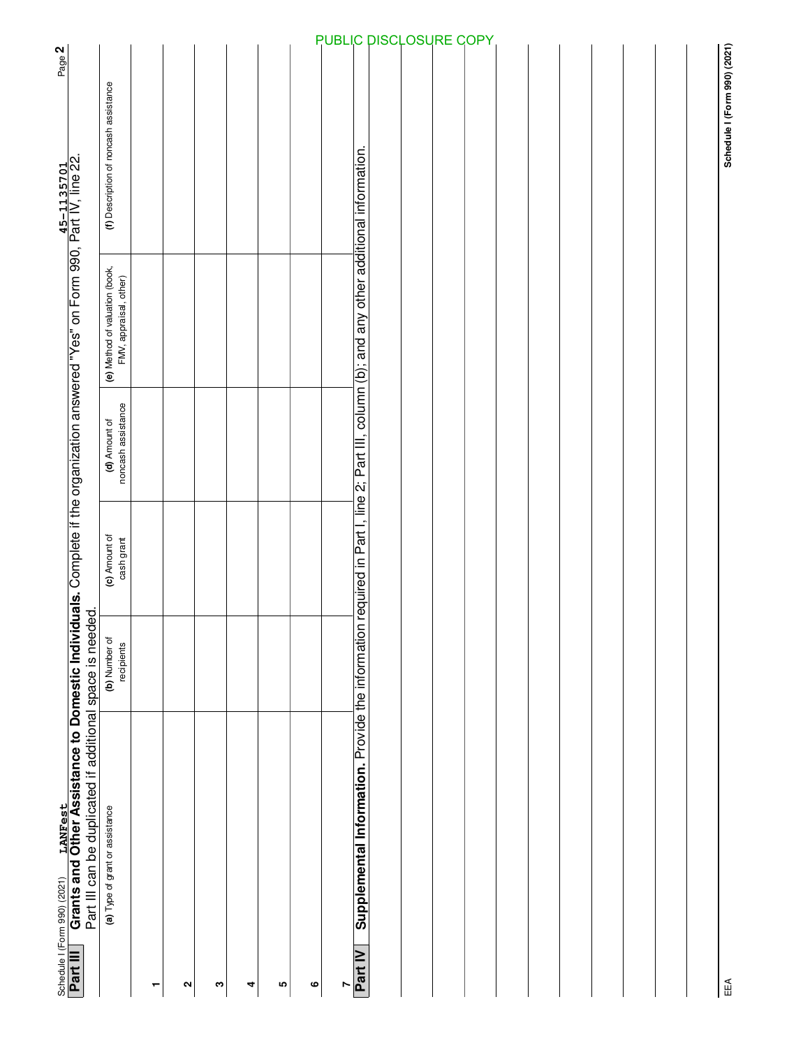Schedule I (Form 990) (2021) LANFest 45-1135701

**PUBLIC DISCLOSURE COPY**

## Part III Grants and Other Assistance to Domestic Individuals.

Complete if the organization answered "Yes" on Form 990, Part IV, line 22. Part III can be duplicated if additional space is needed.

| | (a) Type of grant or assistance | (b) Number of recipients | (c) Amount of cash grant | (d) Amount of noncash assistance | (e) Method of valuation (book, FMV, appraisal, other) | (f) Description of noncash assistance |
|---|---|---|---|---|---|---|
| 1 | | | | | | |
| 2 | | | | | | |
| 3 | | | | | | |
| 4 | | | | | | |
| 5 | | | | | | |
| 6 | | | | | | |
| 7 | | | | | | |

## Part IV Supplemental Information.

Provide the information required in Part I, line 2; Part III, column (b); and any other additional information.

EEA

Schedule I (Form 990) (2021)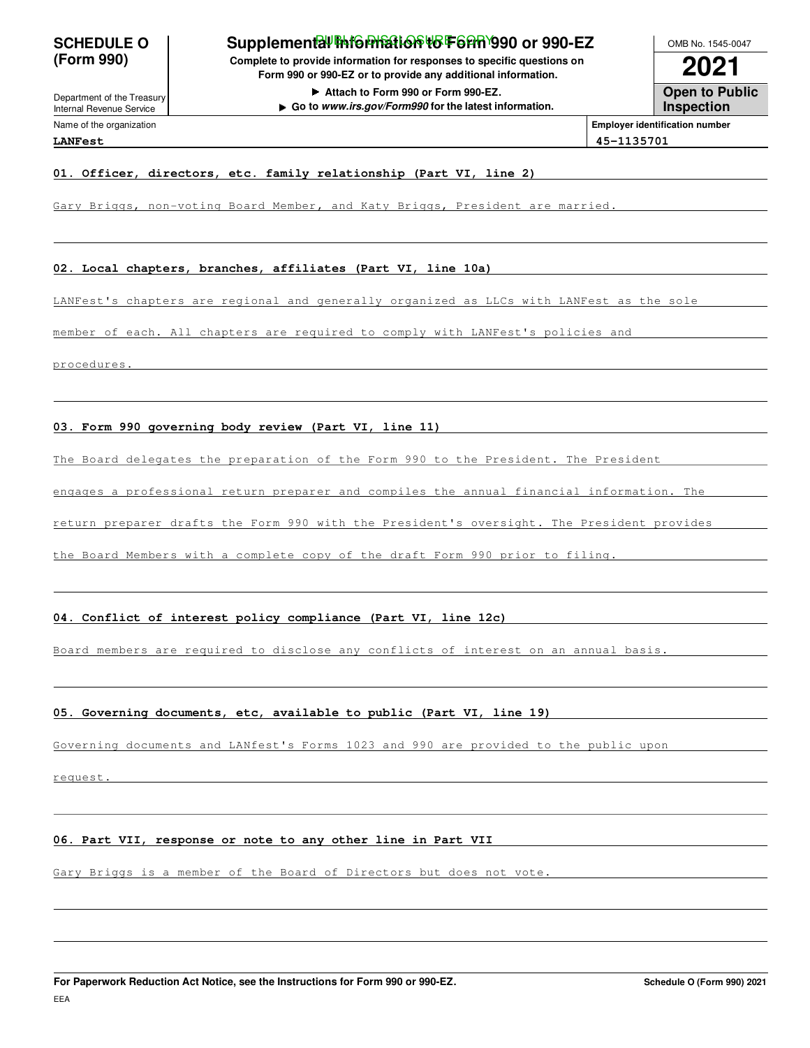**SCHEDULE O (Form 990)**

Department of the Treasury
Internal Revenue Service

# Supplemental Information to Form 990 or 990-EZ

PUBLIC DISCLOSURE COPY

**Complete to provide information for responses to specific questions on Form 990 or 990-EZ or to provide any additional information.**

**▶ Attach to Form 990 or Form 990-EZ.**

**▶ Go to *www.irs.gov/Form990* for the latest information.**

OMB No. 1545-0047

**2021**

**Open to Public Inspection**

| Name of the organization | Employer identification number |
|---|---|
| **LANFest** | **45-1135701** |

**01. Officer, directors, etc. family relationship (Part VI, line 2)**

Gary Briggs, non-voting Board Member, and Katy Briggs, President are married.

**02. Local chapters, branches, affiliates (Part VI, line 10a)**

LANFest's chapters are regional and generally organized as LLCs with LANFest as the sole member of each. All chapters are required to comply with LANFest's policies and procedures.

**03. Form 990 governing body review (Part VI, line 11)**

The Board delegates the preparation of the Form 990 to the President. The President engages a professional return preparer and compiles the annual financial information. The return preparer drafts the Form 990 with the President's oversight. The President provides the Board Members with a complete copy of the draft Form 990 prior to filing.

**04. Conflict of interest policy compliance (Part VI, line 12c)**

Board members are required to disclose any conflicts of interest on an annual basis.

**05. Governing documents, etc, available to public (Part VI, line 19)**

Governing documents and LANfest's Forms 1023 and 990 are provided to the public upon request.

**06. Part VII, response or note to any other line in Part VII**

Gary Briggs is a member of the Board of Directors but does not vote.

**For Paperwork Reduction Act Notice, see the Instructions for Form 990 or 990-EZ.** **Schedule O (Form 990) 2021**

EEA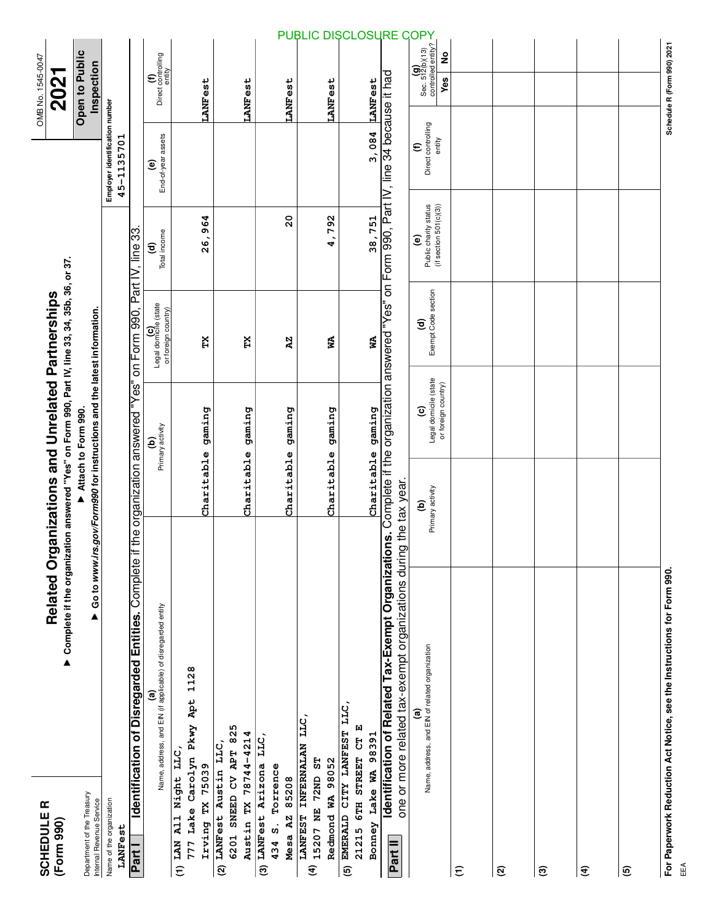PUBLIC DISCLOSURE COPY

# SCHEDULE R (Form 990)

## Related Organizations and Unrelated Partnerships

▶ Complete if the organization answered "Yes" on Form 990, Part IV, line 33, 34, 35b, 36, or 37.

▶ Attach to Form 990.

▶ Go to *www.irs.gov/Form990* for instructions and the latest information.

OMB No. 1545-0047

**2021**

**Open to Public Inspection**

Department of the Treasury
Internal Revenue Service

Name of the organization: LANFest

Employer identification number: 45-1135701

**Part I — Identification of Disregarded Entities.** Complete if the organization answered "Yes" on Form 990, Part IV, line 33.

| | (a) Name, address, and EIN (if applicable) of disregarded entity | (b) Primary activity | (c) Legal domicile (state or foreign country) | (d) Total income | (e) End-of-year assets | (f) Direct controlling entity |
|---|---|---|---|---|---|---|
| (1) | LAN All Night LLC, 777 Lake Carolyn Pkwy Apt 1128 Irving TX 75039 | Charitable gaming | TX | 26,964 | | LANFest |
| (2) | LANFest Austin LLC, 6201 SNEED CV APT 825 Austin TX 78744-4214 | Charitable gaming | TX | | | LANFest |
| (3) | LANFest Arizona LLC, 434 S. Torrence Mesa AZ 85208 | Charitable gaming | AZ | 20 | | LANFest |
| (4) | LANFEST INFERNALAN LLC, 15207 NE 72ND ST Redmond WA 98052 | Charitable gaming | WA | 4,792 | | LANFest |
| (5) | EMERALD CITY LANFEST LLC, 21215 6TH STREET CT E Bonney Lake WA 98391 | Charitable gaming | WA | 38,751 | 3,084 | LANFest |

**Part II — Identification of Related Tax-Exempt Organizations.** Complete if the organization answered "Yes" on Form 990, Part IV, line 34 because it had one or more related tax-exempt organizations during the tax year.

| | (a) Name, address, and EIN of related organization | (b) Primary activity | (c) Legal domicile (state or foreign country) | (d) Exempt Code section | (e) Public charity status (if section 501(c)(3)) | (f) Direct controlling entity | (g) Sec. 512(b)(13) controlled entity? Yes | No |
|---|---|---|---|---|---|---|---|---|
| (1) | | | | | | | | |
| (2) | | | | | | | | |
| (3) | | | | | | | | |
| (4) | | | | | | | | |
| (5) | | | | | | | | |

**For Paperwork Reduction Act Notice, see the Instructions for Form 990.**

Schedule R (Form 990) 2021

EEA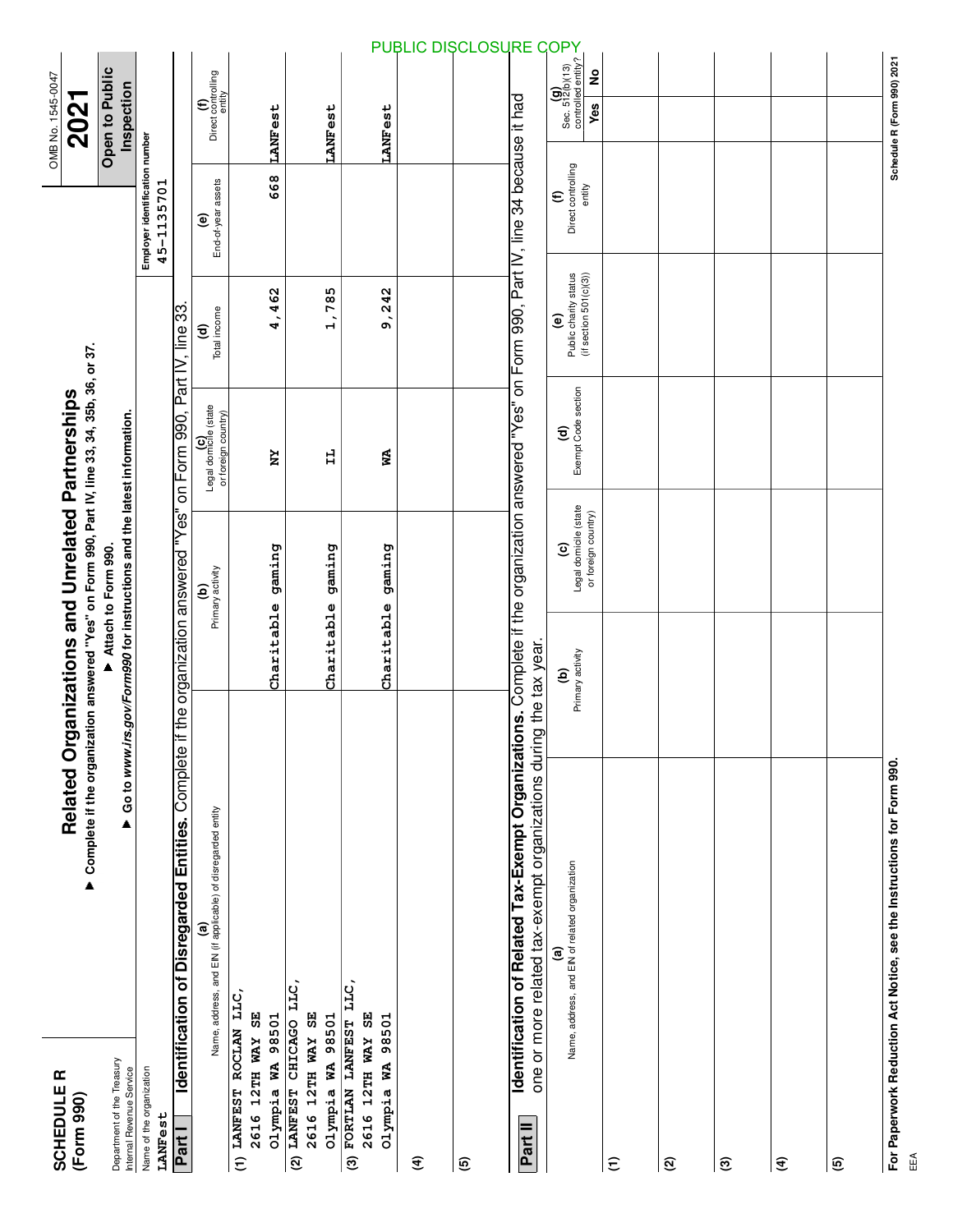PUBLIC DISCLOSURE COPY

**SCHEDULE R (Form 990)**

Department of the Treasury
Internal Revenue Service

# Related Organizations and Unrelated Partnerships

▶ Complete if the organization answered "Yes" on Form 990, Part IV, line 33, 34, 35b, 36, or 37.
▶ Attach to Form 990.
▶ Go to *www.irs.gov/Form990* for instructions and the latest information.

OMB No. 1545-0047
**2021**
**Open to Public Inspection**

Name of the organization: LANFest
Employer identification number: 45-1135701

## Part I Identification of Disregarded Entities. Complete if the organization answered "Yes" on Form 990, Part IV, line 33.

| | (a) Name, address, and EIN (if applicable) of disregarded entity | (b) Primary activity | (c) Legal domicile (state or foreign country) | (d) Total income | (e) End-of-year assets | (f) Direct controlling entity |
|---|---|---|---|---|---|---|
| (1) | LANFEST ROCLAN LLC, 2616 12TH WAY SE Olympia WA 98501 | Charitable gaming | NY | 4,462 | 668 | LANFest |
| (2) | LANFEST CHICAGO LLC, 2616 12TH WAY SE Olympia WA 98501 | Charitable gaming | IL | 1,785 | | LANFest |
| (3) | FORTLAN LANFEST LLC, 2616 12TH WAY SE Olympia WA 98501 | Charitable gaming | WA | 9,242 | | LANFest |
| (4) | | | | | | |
| (5) | | | | | | |

## Part II Identification of Related Tax-Exempt Organizations. Complete if the organization answered "Yes" on Form 990, Part IV, line 34 because it had one or more related tax-exempt organizations during the tax year.

| | (a) Name, address, and EIN of related organization | (b) Primary activity | (c) Legal domicile (state or foreign country) | (d) Exempt Code section | (e) Public charity status (if section 501(c)(3)) | (f) Direct controlling entity | (g) Sec. 512(b)(13) controlled entity? Yes | No |
|---|---|---|---|---|---|---|---|---|
| (1) | | | | | | | | |
| (2) | | | | | | | | |
| (3) | | | | | | | | |
| (4) | | | | | | | | |
| (5) | | | | | | | | |

**For Paperwork Reduction Act Notice, see the Instructions for Form 990.** **Schedule R (Form 990) 2021**

EEA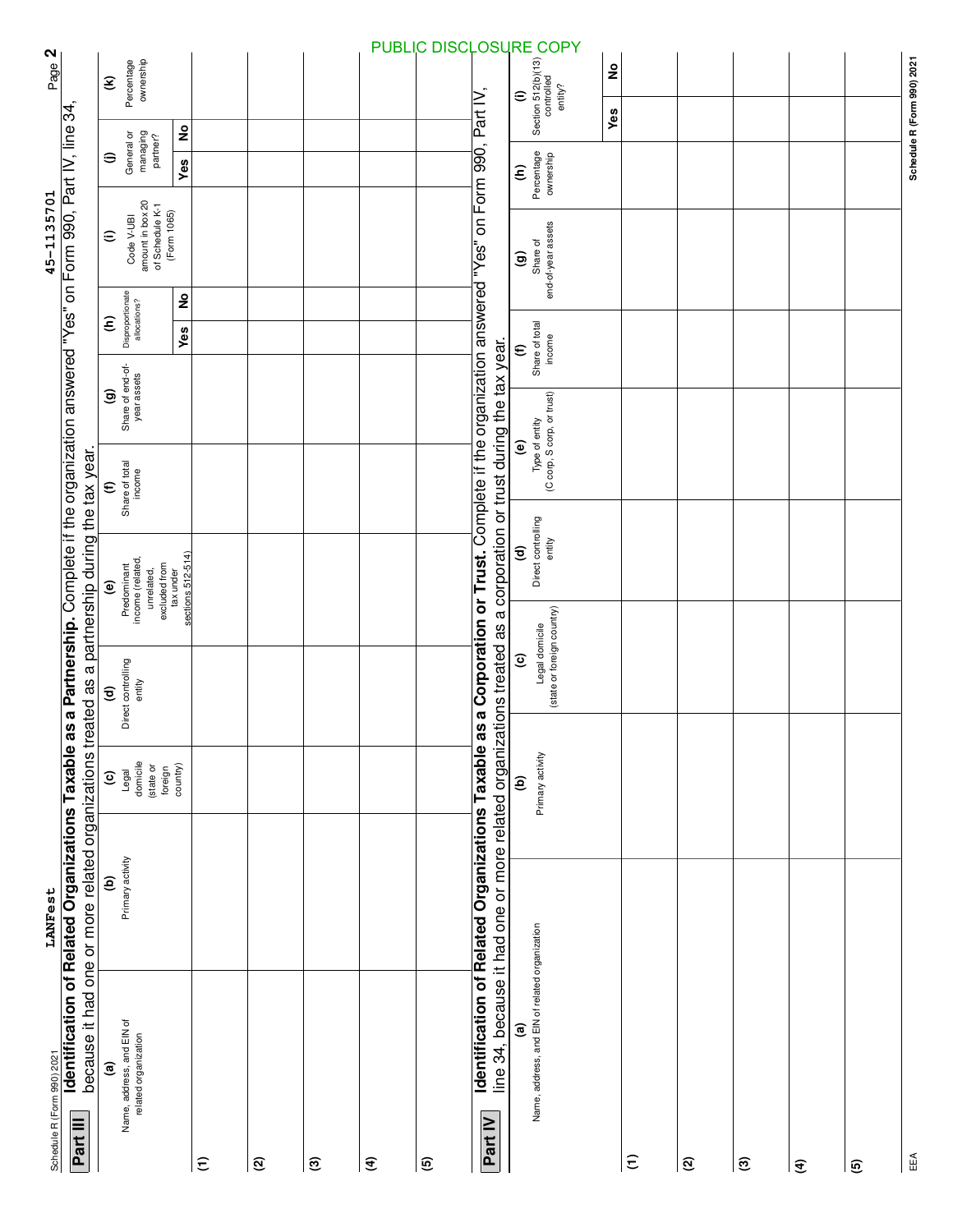Schedule R (Form 990) 2021 LANFest 45-1135701

PUBLIC DISCLOSURE COPY

## Part III Identification of Related Organizations Taxable as a Partnership.

Complete if the organization answered "Yes" on Form 990, Part IV, line 34, because it had one or more related organizations treated as a partnership during the tax year.

| (a) Name, address, and EIN of related organization | (b) Primary activity | (c) Legal domicile (state or foreign country) | (d) Direct controlling entity | (e) Predominant income (related, unrelated, excluded from tax under sections 512-514) | (f) Share of total income | (g) Share of end-of-year assets | (h) Disproportionate allocations? | | (i) Code V-UBI amount in box 20 of Schedule K-1 (Form 1065) | (j) General or managing partner? | | (k) Percentage ownership |
|---|---|---|---|---|---|---|---|---|---|---|---|---|
| | | | | | | | Yes | No | | Yes | No | |
| (1) | | | | | | | | | | | | |
| (2) | | | | | | | | | | | | |
| (3) | | | | | | | | | | | | |
| (4) | | | | | | | | | | | | |
| (5) | | | | | | | | | | | | |

## Part IV Identification of Related Organizations Taxable as a Corporation or Trust.

Complete if the organization answered "Yes" on Form 990, Part IV, line 34, because it had one or more related organizations treated as a corporation or trust during the tax year.

| (a) Name, address, and EIN of related organization | (b) Primary activity | (c) Legal domicile (state or foreign country) | (d) Direct controlling entity | (e) Type of entity (C corp, S corp, or trust) | (f) Share of total income | (g) Share of end-of-year assets | (h) Percentage ownership | (i) Section 512(b)(13) controlled entity? | |
|---|---|---|---|---|---|---|---|---|---|
| | | | | | | | | Yes | No |
| (1) | | | | | | | | | |
| (2) | | | | | | | | | |
| (3) | | | | | | | | | |
| (4) | | | | | | | | | |
| (5) | | | | | | | | | |

EEA Schedule R (Form 990) 2021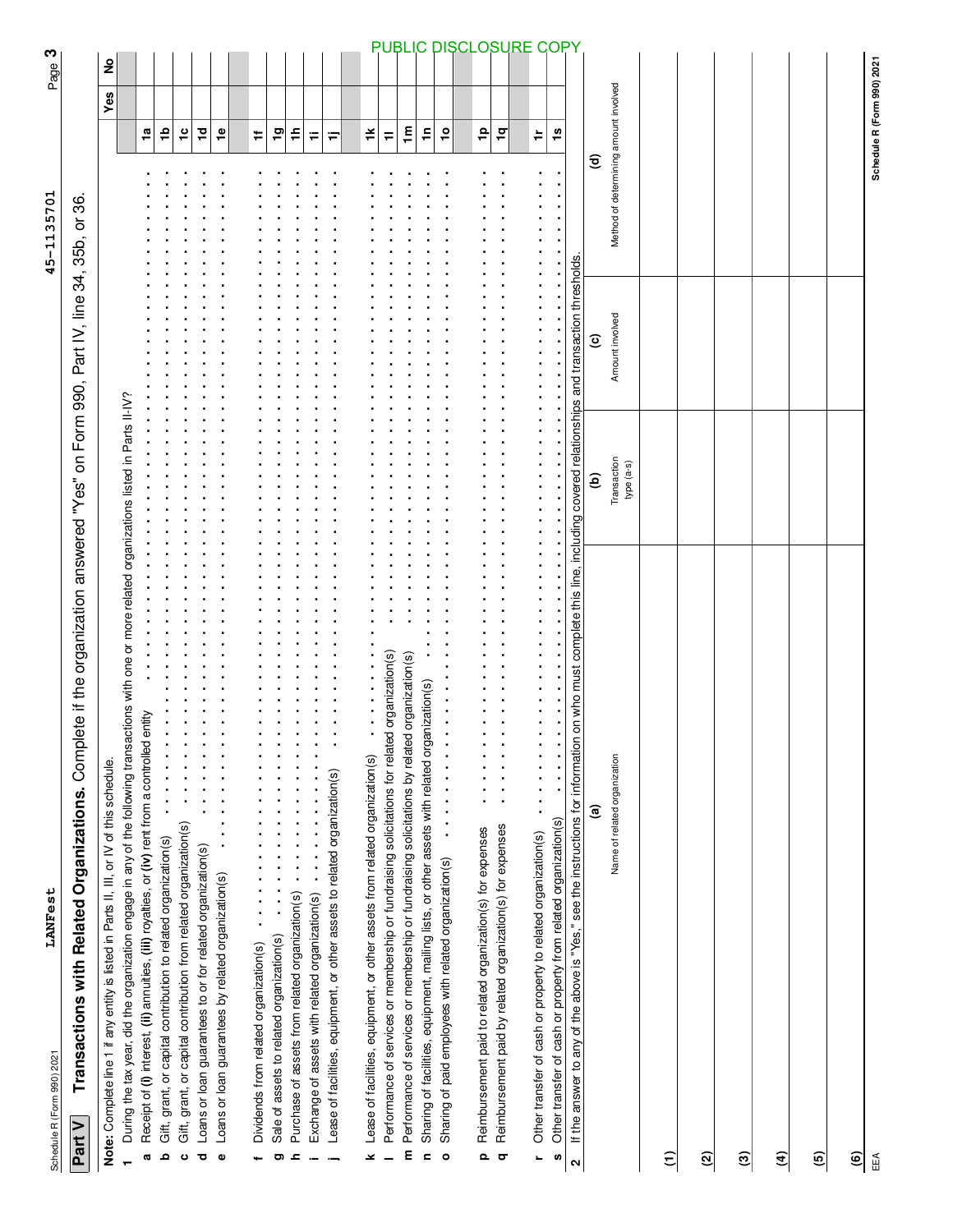Schedule R (Form 990) 2021 LANFest 45-1135701

PUBLIC DISCLOSURE COPY

## Part V Transactions with Related Organizations. Complete if the organization answered "Yes" on Form 990, Part IV, line 34, 35b, or 36.

**Note:** Complete line 1 if any entity is listed in Parts II, III, or IV of this schedule.

| | | | Yes | No |
|---|---|---|---|---|
| **1** | During the tax year, did the organization engage in any of the following transactions with one or more related organizations listed in Parts II-IV? | | | |
| **a** | Receipt of **(i)** interest, **(ii)** annuities, **(iii)** royalties, or **(iv)** rent from a controlled entity | 1a | | |
| **b** | Gift, grant, or capital contribution to related organization(s) | 1b | | |
| **c** | Gift, grant, or capital contribution from related organization(s) | 1c | | |
| **d** | Loans or loan guarantees to or for related organization(s) | 1d | | |
| **e** | Loans or loan guarantees by related organization(s) | 1e | | |
| **f** | Dividends from related organization(s) | 1f | | |
| **g** | Sale of assets to related organization(s) | 1g | | |
| **h** | Purchase of assets from related organization(s) | 1h | | |
| **i** | Exchange of assets with related organization(s) | 1i | | |
| **j** | Lease of facilities, equipment, or other assets to related organization(s) | 1j | | |
| **k** | Lease of facilities, equipment, or other assets from related organization(s) | 1k | | |
| **l** | Performance of services or membership or fundraising solicitations for related organization(s) | 1l | | |
| **m** | Performance of services or membership or fundraising solicitations by related organization(s) | 1m | | |
| **n** | Sharing of facilities, equipment, mailing lists, or other assets with related organization(s) | 1n | | |
| **o** | Sharing of paid employees with related organization(s) | 1o | | |
| **p** | Reimbursement paid to related organization(s) for expenses | 1p | | |
| **q** | Reimbursement paid by related organization(s) for expenses | 1q | | |
| **r** | Other transfer of cash or property to related organization(s) | 1r | | |
| **s** | Other transfer of cash or property from related organization(s) | 1s | | |

**2** If the answer to any of the above is "Yes," see the instructions for information on who must complete this line, including covered relationships and transaction thresholds.

| | (a) Name of related organization | (b) Transaction type (a-s) | (c) Amount involved | (d) Method of determining amount involved |
|---|---|---|---|---|
| (1) | | | | |
| (2) | | | | |
| (3) | | | | |
| (4) | | | | |
| (5) | | | | |
| (6) | | | | |

EEA Schedule R (Form 990) 2021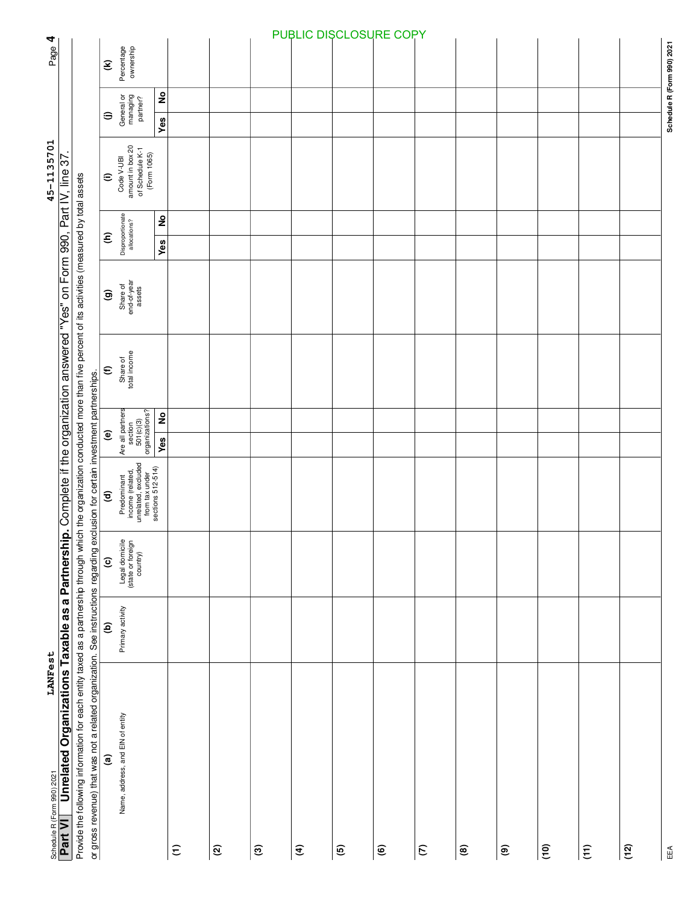Schedule R (Form 990) 2021 LANFest 45-1135701

PUBLIC DISCLOSURE COPY

## Part VI Unrelated Organizations Taxable as a Partnership. Complete if the organization answered "Yes" on Form 990, Part IV, line 37.

Provide the following information for each entity taxed as a partnership through which the organization conducted more than five percent of its activities (measured by total assets or gross revenue) that was not a related organization. See instructions regarding exclusion for certain investment partnerships.

| | (a) Name, address, and EIN of entity | (b) Primary activity | (c) Legal domicile (state or foreign country) | (d) Predominant income (related, unrelated, excluded from tax under sections 512-514) | (e) Are all partners section 501(c)(3) organizations? | | (f) Share of total income | (g) Share of end-of-year assets | (h) Disproportionate allocations? | | (i) Code V-UBI amount in box 20 of Schedule K-1 (Form 1065) | (j) General or managing partner? | | (k) Percentage ownership |
|---|---|---|---|---|---|---|---|---|---|---|---|---|---|---|
| | | | | | Yes | No | | | Yes | No | | Yes | No | |
| (1) | | | | | | | | | | | | | | |
| (2) | | | | | | | | | | | | | | |
| (3) | | | | | | | | | | | | | | |
| (4) | | | | | | | | | | | | | | |
| (5) | | | | | | | | | | | | | | |
| (6) | | | | | | | | | | | | | | |
| (7) | | | | | | | | | | | | | | |
| (8) | | | | | | | | | | | | | | |
| (9) | | | | | | | | | | | | | | |
| (10) | | | | | | | | | | | | | | |
| (11) | | | | | | | | | | | | | | |
| (12) | | | | | | | | | | | | | | |

EEA Schedule R (Form 990) 2021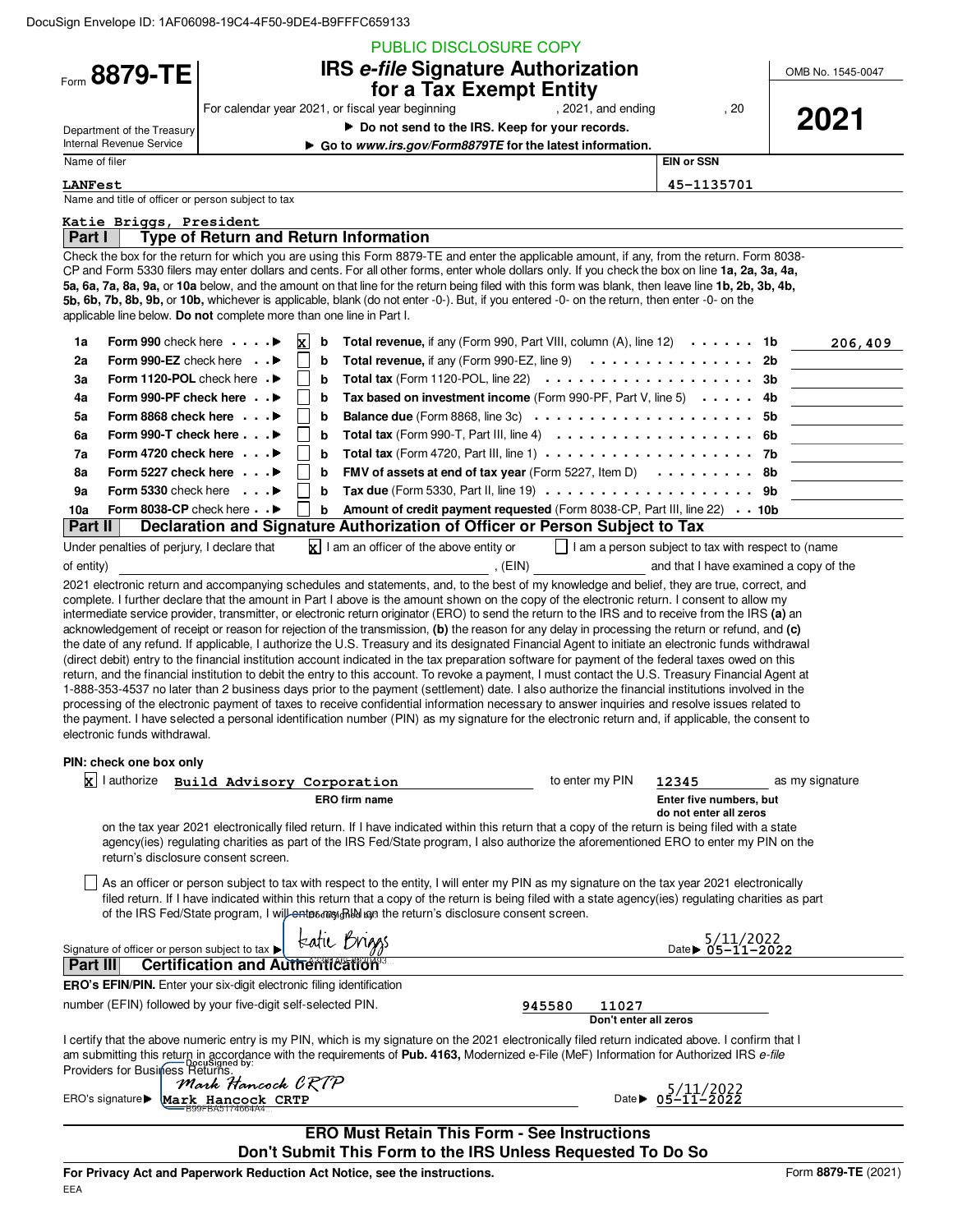DocuSign Envelope ID: 1AF06098-19C4-4F50-9DE4-B9FFFC659133

PUBLIC DISCLOSURE COPY

# Form 8879-TE

## IRS *e-file* Signature Authorization for a Tax Exempt Entity

OMB No. 1545-0047

**2021**

For calendar year 2021, or fiscal year beginning , 2021, and ending , 20

Department of the Treasury
Internal Revenue Service

▶ **Do not send to the IRS. Keep for your records.**

▶ **Go to *www.irs.gov/Form8879TE* for the latest information.**

Name of filer: LANFest

EIN or SSN: 45-1135701

Name and title of officer or person subject to tax: Katie Briggs, President

## Part I — Type of Return and Return Information

Check the box for the return for which you are using this Form 8879-TE and enter the applicable amount, if any, from the return. Form 8038-CP and Form 5330 filers may enter dollars and cents. For all other forms, enter whole dollars only. If you check the box on line **1a, 2a, 3a, 4a, 5a, 6a, 7a, 8a, 9a,** or **10a** below, and the amount on that line for the return being filed with this form was blank, then leave line **1b, 2b, 3b, 4b, 5b, 6b, 7b, 8b, 9b,** or **10b,** whichever is applicable, blank (do not enter -0-). But, if you entered -0- on the return, then enter -0- on the applicable line below. **Do not** complete more than one line in Part I.

| | | | | | |
|---|---|---|---|---|---|
| 1a | **Form 990** check here ▶ | X | b | **Total revenue,** if any (Form 990, Part VIII, column (A), line 12) | 1b 206,409 |
| 2a | **Form 990-EZ** check here ▶ | | b | **Total revenue,** if any (Form 990-EZ, line 9) | 2b |
| 3a | **Form 1120-POL** check here ▶ | | b | **Total tax** (Form 1120-POL, line 22) | 3b |
| 4a | **Form 990-PF check here** ▶ | | b | **Tax based on investment income** (Form 990-PF, Part V, line 5) | 4b |
| 5a | **Form 8868 check here** ▶ | | b | **Balance due** (Form 8868, line 3c) | 5b |
| 6a | **Form 990-T check here** ▶ | | b | **Total tax** (Form 990-T, Part III, line 4) | 6b |
| 7a | **Form 4720 check here** ▶ | | b | **Total tax** (Form 4720, Part III, line 1) | 7b |
| 8a | **Form 5227 check here** ▶ | | b | **FMV of assets at end of tax year** (Form 5227, Item D) | 8b |
| 9a | **Form 5330** check here ▶ | | b | **Tax due** (Form 5330, Part II, line 19) | 9b |
| 10a | **Form 8038-CP** check here ▶ | | b | **Amount of credit payment requested** (Form 8038-CP, Part III, line 22) | 10b |

## Part II — Declaration and Signature Authorization of Officer or Person Subject to Tax

Under penalties of perjury, I declare that [X] I am an officer of the above entity or [ ] I am a person subject to tax with respect to (name of entity) ______, (EIN) ______ and that I have examined a copy of the 2021 electronic return and accompanying schedules and statements, and, to the best of my knowledge and belief, they are true, correct, and complete. I further declare that the amount in Part I above is the amount shown on the copy of the electronic return. I consent to allow my intermediate service provider, transmitter, or electronic return originator (ERO) to send the return to the IRS and to receive from the IRS **(a)** an acknowledgement of receipt or reason for rejection of the transmission, **(b)** the reason for any delay in processing the return or refund, and **(c)** the date of any refund. If applicable, I authorize the U.S. Treasury and its designated Financial Agent to initiate an electronic funds withdrawal (direct debit) entry to the financial institution account indicated in the tax preparation software for payment of the federal taxes owed on this return, and the financial institution to debit the entry to this account. To revoke a payment, I must contact the U.S. Treasury Financial Agent at 1-888-353-4537 no later than 2 business days prior to the payment (settlement) date. I also authorize the financial institutions involved in the processing of the electronic payment of taxes to receive confidential information necessary to answer inquiries and resolve issues related to the payment. I have selected a personal identification number (PIN) as my signature for the electronic return and, if applicable, the consent to electronic funds withdrawal.

**PIN: check one box only**

[X] I authorize Build Advisory Corporation (**ERO firm name**) to enter my PIN 12345 (**Enter five numbers, but do not enter all zeros**) as my signature on the tax year 2021 electronically filed return. If I have indicated within this return that a copy of the return is being filed with a state agency(ies) regulating charities as part of the IRS Fed/State program, I also authorize the aforementioned ERO to enter my PIN on the return's disclosure consent screen.

[ ] As an officer or person subject to tax with respect to the entity, I will enter my PIN as my signature on the tax year 2021 electronically filed return. If I have indicated within this return that a copy of the return is being filed with a state agency(ies) regulating charities as part of the IRS Fed/State program, I will enter my PIN on the return's disclosure consent screen.

Signature of officer or person subject to tax ▶ Katie Briggs    Date ▶ 5/11/2022 05-11-2022

## Part III — Certification and Authentication

**ERO's EFIN/PIN.** Enter your six-digit electronic filing identification number (EFIN) followed by your five-digit self-selected PIN. 945580 11027 (**Don't enter all zeros**)

I certify that the above numeric entry is my PIN, which is my signature on the 2021 electronically filed return indicated above. I confirm that I am submitting this return in accordance with the requirements of **Pub. 4163,** Modernized e-File (MeF) Information for Authorized IRS *e-file* Providers for Business Returns.

ERO's signature ▶ Mark Hancock CRTP    Date ▶ 5/11/2022 05-11-2022

**ERO Must Retain This Form - See Instructions**
**Don't Submit This Form to the IRS Unless Requested To Do So**

**For Privacy Act and Paperwork Reduction Act Notice, see the instructions.**    Form **8879-TE** (2021)

EEA